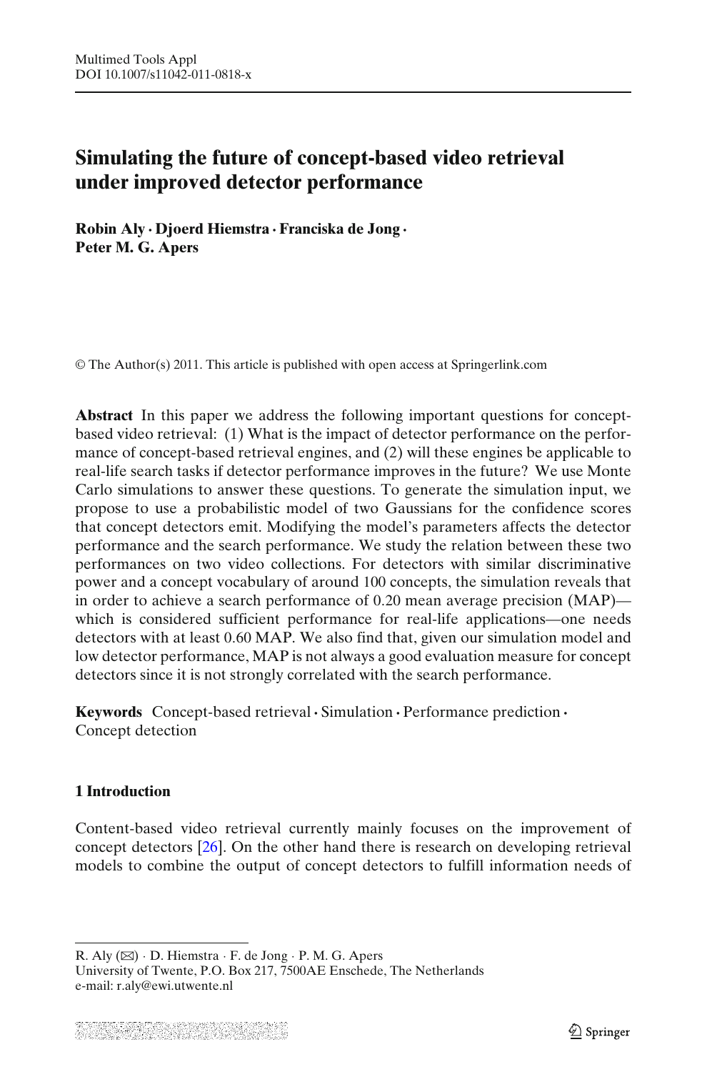# Simulating the future of concept-based video retrieval under improved detector performance

**Robin Aly · Djoerd Hiemstra · Franciska de Jong · Peter M. G. Apers**

© The Author(s) 2011. This article is published with open access at Springerlink.com

**Abstract** In this paper we address the following important questions for concept-based video retrieval: (1) What is the impact of detector performance on the performance of concept-based retrieval engines, and (2) will these engines be applicable to real-life search tasks if detector performance improves in the future? We use Monte Carlo simulations to answer these questions. To generate the simulation input, we propose to use a probabilistic model of two Gaussians for the confidence scores that concept detectors emit. Modifying the model's parameters affects the detector performance and the search performance. We study the relation between these two performances on two video collections. For detectors with similar discriminative power and a concept vocabulary of around 100 concepts, the simulation reveals that in order to achieve a search performance of 0.20 mean average precision (MAP)—which is considered sufficient performance for real-life applications—one needs detectors with at least 0.60 MAP. We also find that, given our simulation model and low detector performance, MAP is not always a good evaluation measure for concept detectors since it is not strongly correlated with the search performance.

**Keywords** Concept-based retrieval · Simulation · Performance prediction · Concept detection

## 1 Introduction

Content-based video retrieval currently mainly focuses on the improvement of concept detectors [26]. On the other hand there is research on developing retrieval models to combine the output of concept detectors to fulfill information needs of

---

R. Aly (✉) · D. Hiemstra · F. de Jong · P. M. G. Apers
University of Twente, P.O. Box 217, 7500AE Enschede, The Netherlands
e-mail: r.aly@ewi.utwente.nl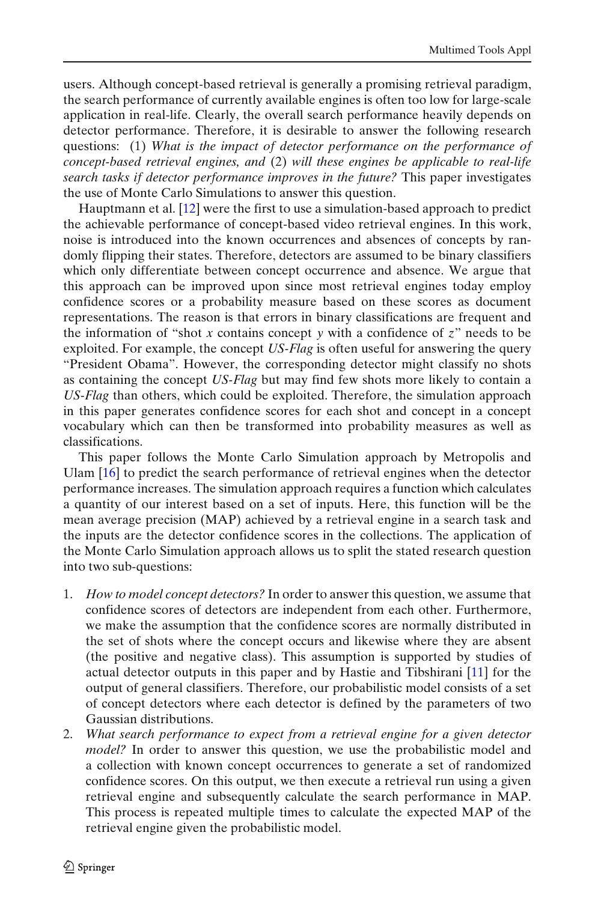users. Although concept-based retrieval is generally a promising retrieval paradigm, the search performance of currently available engines is often too low for large-scale application in real-life. Clearly, the overall search performance heavily depends on detector performance. Therefore, it is desirable to answer the following research questions: (1) *What is the impact of detector performance on the performance of concept-based retrieval engines, and* (2) *will these engines be applicable to real-life search tasks if detector performance improves in the future?* This paper investigates the use of Monte Carlo Simulations to answer this question.

Hauptmann et al. [12] were the first to use a simulation-based approach to predict the achievable performance of concept-based video retrieval engines. In this work, noise is introduced into the known occurrences and absences of concepts by randomly flipping their states. Therefore, detectors are assumed to be binary classifiers which only differentiate between concept occurrence and absence. We argue that this approach can be improved upon since most retrieval engines today employ confidence scores or a probability measure based on these scores as document representations. The reason is that errors in binary classifications are frequent and the information of "shot $x$ contains concept $y$ with a confidence of $z$" needs to be exploited. For example, the concept *US-Flag* is often useful for answering the query "President Obama". However, the corresponding detector might classify no shots as containing the concept *US-Flag* but may find few shots more likely to contain a *US-Flag* than others, which could be exploited. Therefore, the simulation approach in this paper generates confidence scores for each shot and concept in a concept vocabulary which can then be transformed into probability measures as well as classifications.

This paper follows the Monte Carlo Simulation approach by Metropolis and Ulam [16] to predict the search performance of retrieval engines when the detector performance increases. The simulation approach requires a function which calculates a quantity of our interest based on a set of inputs. Here, this function will be the mean average precision (MAP) achieved by a retrieval engine in a search task and the inputs are the detector confidence scores in the collections. The application of the Monte Carlo Simulation approach allows us to split the stated research question into two sub-questions:

1. *How to model concept detectors?* In order to answer this question, we assume that confidence scores of detectors are independent from each other. Furthermore, we make the assumption that the confidence scores are normally distributed in the set of shots where the concept occurs and likewise where they are absent (the positive and negative class). This assumption is supported by studies of actual detector outputs in this paper and by Hastie and Tibshirani [11] for the output of general classifiers. Therefore, our probabilistic model consists of a set of concept detectors where each detector is defined by the parameters of two Gaussian distributions.
2. *What search performance to expect from a retrieval engine for a given detector model?* In order to answer this question, we use the probabilistic model and a collection with known concept occurrences to generate a set of randomized confidence scores. On this output, we then execute a retrieval run using a given retrieval engine and subsequently calculate the search performance in MAP. This process is repeated multiple times to calculate the expected MAP of the retrieval engine given the probabilistic model.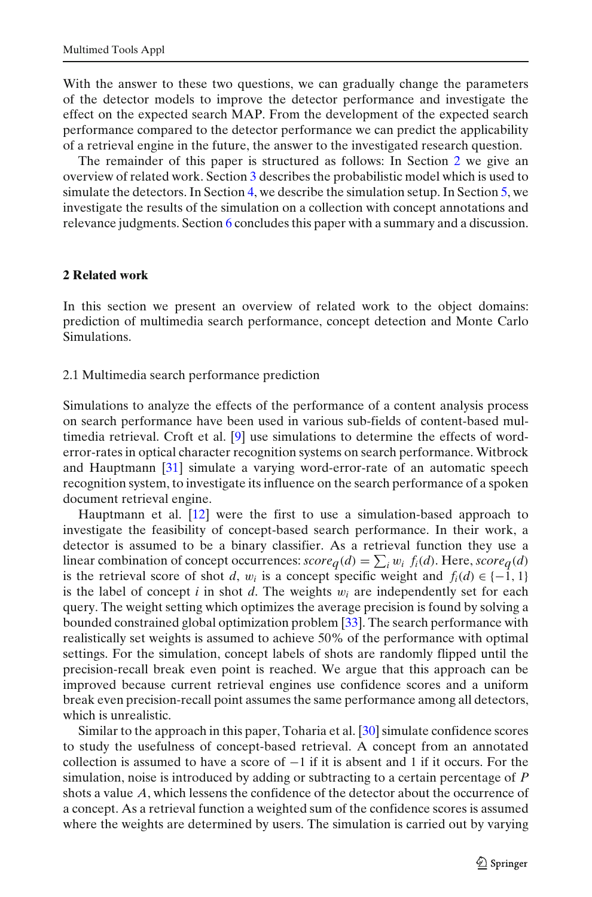With the answer to these two questions, we can gradually change the parameters of the detector models to improve the detector performance and investigate the effect on the expected search MAP. From the development of the expected search performance compared to the detector performance we can predict the applicability of a retrieval engine in the future, the answer to the investigated research question.

The remainder of this paper is structured as follows: In Section 2 we give an overview of related work. Section 3 describes the probabilistic model which is used to simulate the detectors. In Section 4, we describe the simulation setup. In Section 5, we investigate the results of the simulation on a collection with concept annotations and relevance judgments. Section 6 concludes this paper with a summary and a discussion.

## 2 Related work

In this section we present an overview of related work to the object domains: prediction of multimedia search performance, concept detection and Monte Carlo Simulations.

### 2.1 Multimedia search performance prediction

Simulations to analyze the effects of the performance of a content analysis process on search performance have been used in various sub-fields of content-based multimedia retrieval. Croft et al. [9] use simulations to determine the effects of word-error-rates in optical character recognition systems on search performance. Witbrock and Hauptmann [31] simulate a varying word-error-rate of an automatic speech recognition system, to investigate its influence on the search performance of a spoken document retrieval engine.

Hauptmann et al. [12] were the first to use a simulation-based approach to investigate the feasibility of concept-based search performance. In their work, a detector is assumed to be a binary classifier. As a retrieval function they use a linear combination of concept occurrences: $score_q(d) = \sum_i w_i \ f_i(d)$. Here, $score_q(d)$ is the retrieval score of shot $d$, $w_i$ is a concept specific weight and $f_i(d) \in \{-1, 1\}$ is the label of concept $i$ in shot $d$. The weights $w_i$ are independently set for each query. The weight setting which optimizes the average precision is found by solving a bounded constrained global optimization problem [33]. The search performance with realistically set weights is assumed to achieve 50% of the performance with optimal settings. For the simulation, concept labels of shots are randomly flipped until the precision-recall break even point is reached. We argue that this approach can be improved because current retrieval engines use confidence scores and a uniform break even precision-recall point assumes the same performance among all detectors, which is unrealistic.

Similar to the approach in this paper, Toharia et al. [30] simulate confidence scores to study the usefulness of concept-based retrieval. A concept from an annotated collection is assumed to have a score of $-1$ if it is absent and 1 if it occurs. For the simulation, noise is introduced by adding or subtracting to a certain percentage of $P$ shots a value $A$, which lessens the confidence of the detector about the occurrence of a concept. As a retrieval function a weighted sum of the confidence scores is assumed where the weights are determined by users. The simulation is carried out by varying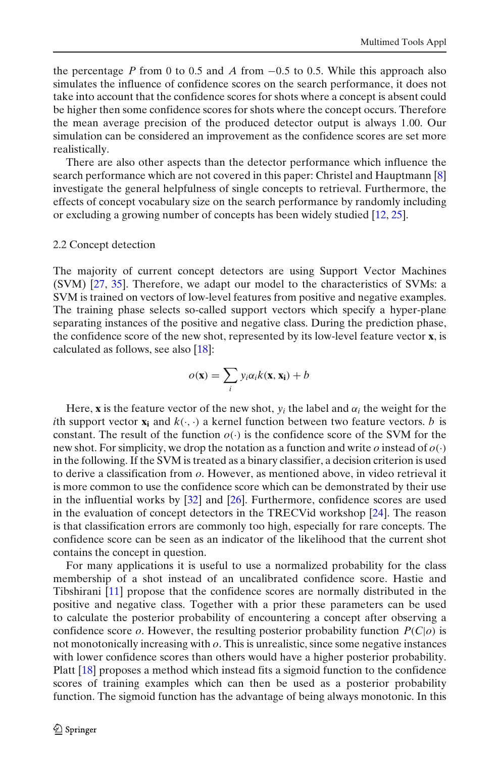the percentage $P$ from 0 to 0.5 and $A$ from $-0.5$ to 0.5. While this approach also simulates the influence of confidence scores on the search performance, it does not take into account that the confidence scores for shots where a concept is absent could be higher then some confidence scores for shots where the concept occurs. Therefore the mean average precision of the produced detector output is always 1.00. Our simulation can be considered an improvement as the confidence scores are set more realistically.

There are also other aspects than the detector performance which influence the search performance which are not covered in this paper: Christel and Hauptmann [8] investigate the general helpfulness of single concepts to retrieval. Furthermore, the effects of concept vocabulary size on the search performance by randomly including or excluding a growing number of concepts has been widely studied [12, 25].

## 2.2 Concept detection

The majority of current concept detectors are using Support Vector Machines (SVM) [27, 35]. Therefore, we adapt our model to the characteristics of SVMs: a SVM is trained on vectors of low-level features from positive and negative examples. The training phase selects so-called support vectors which specify a hyper-plane separating instances of the positive and negative class. During the prediction phase, the confidence score of the new shot, represented by its low-level feature vector $\mathbf{x}$, is calculated as follows, see also [18]:

$$o(\mathbf{x}) = \sum_i y_i \alpha_i k(\mathbf{x}, \mathbf{x_i}) + b$$

Here, $\mathbf{x}$ is the feature vector of the new shot, $y_i$ the label and $\alpha_i$ the weight for the $i$th support vector $\mathbf{x_i}$ and $k(\cdot, \cdot)$ a kernel function between two feature vectors. $b$ is constant. The result of the function $o(\cdot)$ is the confidence score of the SVM for the new shot. For simplicity, we drop the notation as a function and write $o$ instead of $o(\cdot)$ in the following. If the SVM is treated as a binary classifier, a decision criterion is used to derive a classification from $o$. However, as mentioned above, in video retrieval it is more common to use the confidence score which can be demonstrated by their use in the influential works by [32] and [26]. Furthermore, confidence scores are used in the evaluation of concept detectors in the TRECVid workshop [24]. The reason is that classification errors are commonly too high, especially for rare concepts. The confidence score can be seen as an indicator of the likelihood that the current shot contains the concept in question.

For many applications it is useful to use a normalized probability for the class membership of a shot instead of an uncalibrated confidence score. Hastie and Tibshirani [11] propose that the confidence scores are normally distributed in the positive and negative class. Together with a prior these parameters can be used to calculate the posterior probability of encountering a concept after observing a confidence score $o$. However, the resulting posterior probability function $P(C|o)$ is not monotonically increasing with $o$. This is unrealistic, since some negative instances with lower confidence scores than others would have a higher posterior probability. Platt [18] proposes a method which instead fits a sigmoid function to the confidence scores of training examples which can then be used as a posterior probability function. The sigmoid function has the advantage of being always monotonic. In this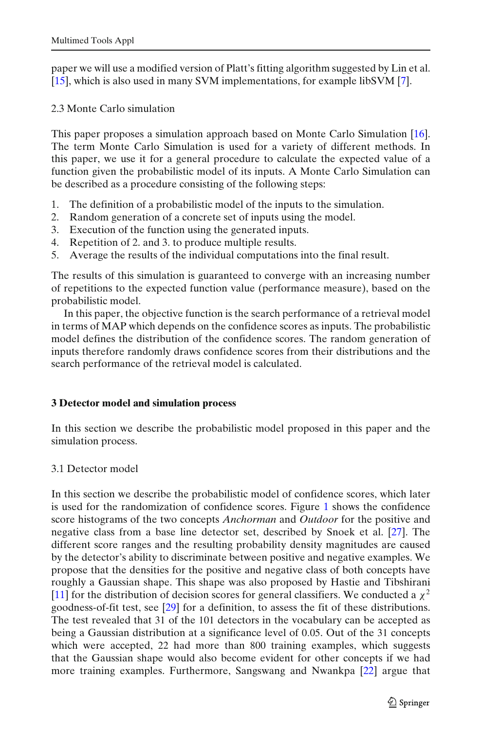paper we will use a modified version of Platt's fitting algorithm suggested by Lin et al. [15], which is also used in many SVM implementations, for example libSVM [7].

### 2.3 Monte Carlo simulation

This paper proposes a simulation approach based on Monte Carlo Simulation [16]. The term Monte Carlo Simulation is used for a variety of different methods. In this paper, we use it for a general procedure to calculate the expected value of a function given the probabilistic model of its inputs. A Monte Carlo Simulation can be described as a procedure consisting of the following steps:

1. The definition of a probabilistic model of the inputs to the simulation.
2. Random generation of a concrete set of inputs using the model.
3. Execution of the function using the generated inputs.
4. Repetition of 2. and 3. to produce multiple results.
5. Average the results of the individual computations into the final result.

The results of this simulation is guaranteed to converge with an increasing number of repetitions to the expected function value (performance measure), based on the probabilistic model.

In this paper, the objective function is the search performance of a retrieval model in terms of MAP which depends on the confidence scores as inputs. The probabilistic model defines the distribution of the confidence scores. The random generation of inputs therefore randomly draws confidence scores from their distributions and the search performance of the retrieval model is calculated.

## 3 Detector model and simulation process

In this section we describe the probabilistic model proposed in this paper and the simulation process.

### 3.1 Detector model

In this section we describe the probabilistic model of confidence scores, which later is used for the randomization of confidence scores. Figure 1 shows the confidence score histograms of the two concepts *Anchorman* and *Outdoor* for the positive and negative class from a base line detector set, described by Snoek et al. [27]. The different score ranges and the resulting probability density magnitudes are caused by the detector's ability to discriminate between positive and negative examples. We propose that the densities for the positive and negative class of both concepts have roughly a Gaussian shape. This shape was also proposed by Hastie and Tibshirani [11] for the distribution of decision scores for general classifiers. We conducted a $\chi^2$ goodness-of-fit test, see [29] for a definition, to assess the fit of these distributions. The test revealed that 31 of the 101 detectors in the vocabulary can be accepted as being a Gaussian distribution at a significance level of 0.05. Out of the 31 concepts which were accepted, 22 had more than 800 training examples, which suggests that the Gaussian shape would also become evident for other concepts if we had more training examples. Furthermore, Sangswang and Nwankpa [22] argue that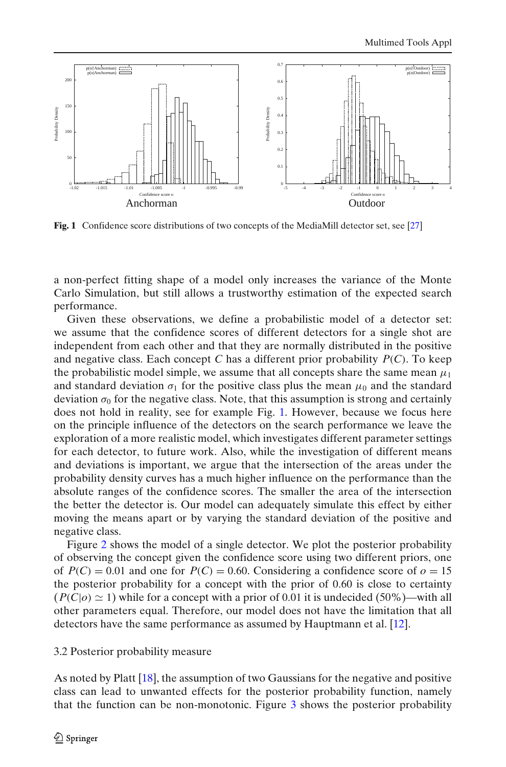**Fig. 1** Confidence score distributions of two concepts of the MediaMill detector set, see [27]

a non-perfect fitting shape of a model only increases the variance of the Monte Carlo Simulation, but still allows a trustworthy estimation of the expected search performance.

Given these observations, we define a probabilistic model of a detector set: we assume that the confidence scores of different detectors for a single shot are independent from each other and that they are normally distributed in the positive and negative class. Each concept $C$ has a different prior probability $P(C)$. To keep the probabilistic model simple, we assume that all concepts share the same mean $\mu_1$ and standard deviation $\sigma_1$ for the positive class plus the mean $\mu_0$ and the standard deviation $\sigma_0$ for the negative class. Note, that this assumption is strong and certainly does not hold in reality, see for example Fig. 1. However, because we focus here on the principle influence of the detectors on the search performance we leave the exploration of a more realistic model, which investigates different parameter settings for each detector, to future work. Also, while the investigation of different means and deviations is important, we argue that the intersection of the areas under the probability density curves has a much higher influence on the performance than the absolute ranges of the confidence scores. The smaller the area of the intersection the better the detector is. Our model can adequately simulate this effect by either moving the means apart or by varying the standard deviation of the positive and negative class.

Figure 2 shows the model of a single detector. We plot the posterior probability of observing the concept given the confidence score using two different priors, one of $P(C) = 0.01$ and one for $P(C) = 0.60$. Considering a confidence score of $o = 15$ the posterior probability for a concept with the prior of 0.60 is close to certainty ($P(C|o) \simeq 1$) while for a concept with a prior of 0.01 it is undecided (50%)—with all other parameters equal. Therefore, our model does not have the limitation that all detectors have the same performance as assumed by Hauptmann et al. [12].

### 3.2 Posterior probability measure

As noted by Platt [18], the assumption of two Gaussians for the negative and positive class can lead to unwanted effects for the posterior probability function, namely that the function can be non-monotonic. Figure 3 shows the posterior probability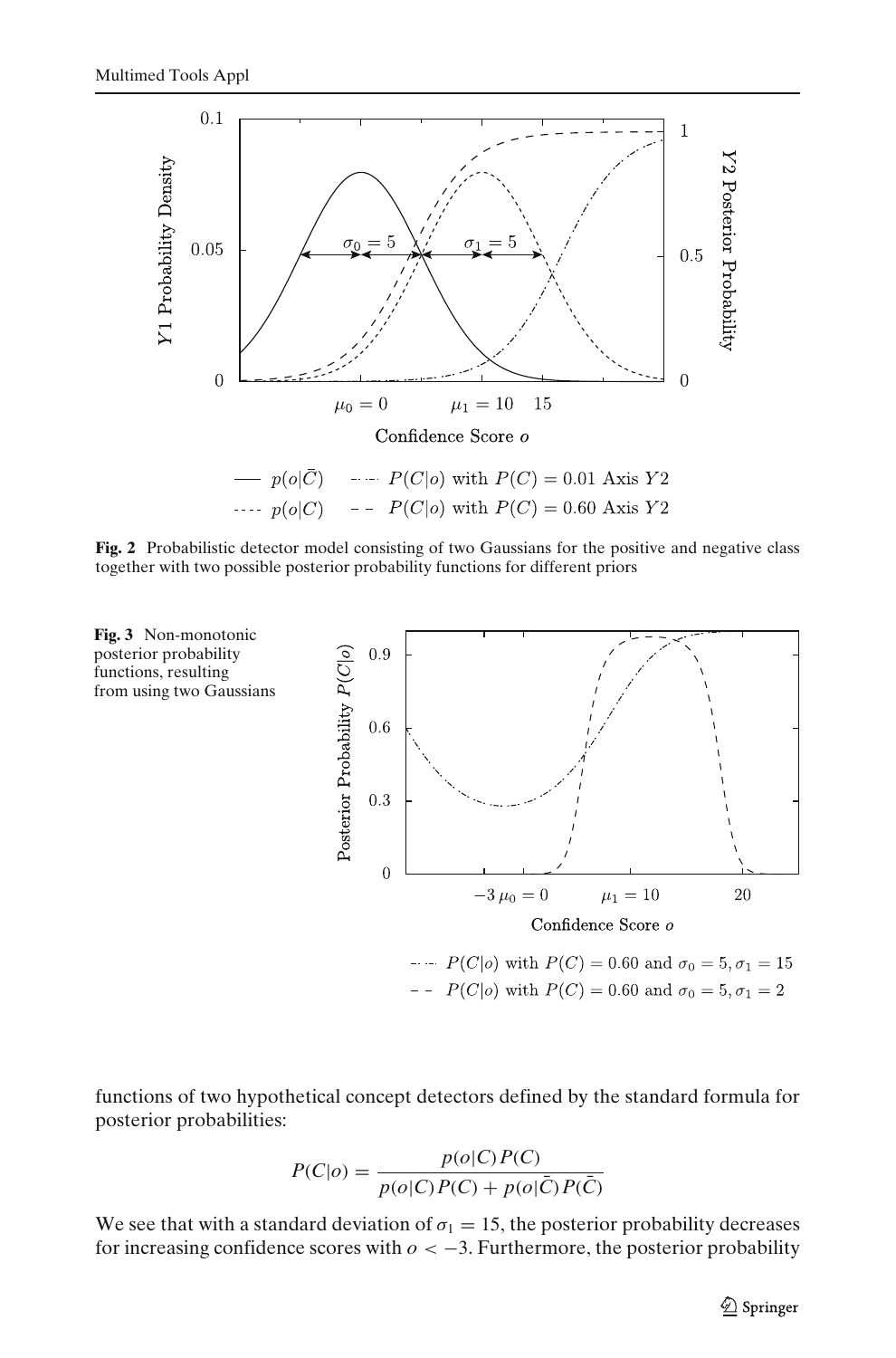**Fig. 2** Probabilistic detector model consisting of two Gaussians for the positive and negative class together with two possible posterior probability functions for different priors

**Fig. 3** Non-monotonic posterior probability functions, resulting from using two Gaussians

functions of two hypothetical concept detectors defined by the standard formula for posterior probabilities:

$$P(C|o) = \frac{p(o|C)P(C)}{p(o|C)P(C) + p(o|\bar{C})P(\bar{C})}$$

We see that with a standard deviation of $\sigma_1 = 15$, the posterior probability decreases for increasing confidence scores with $o < -3$. Furthermore, the posterior probability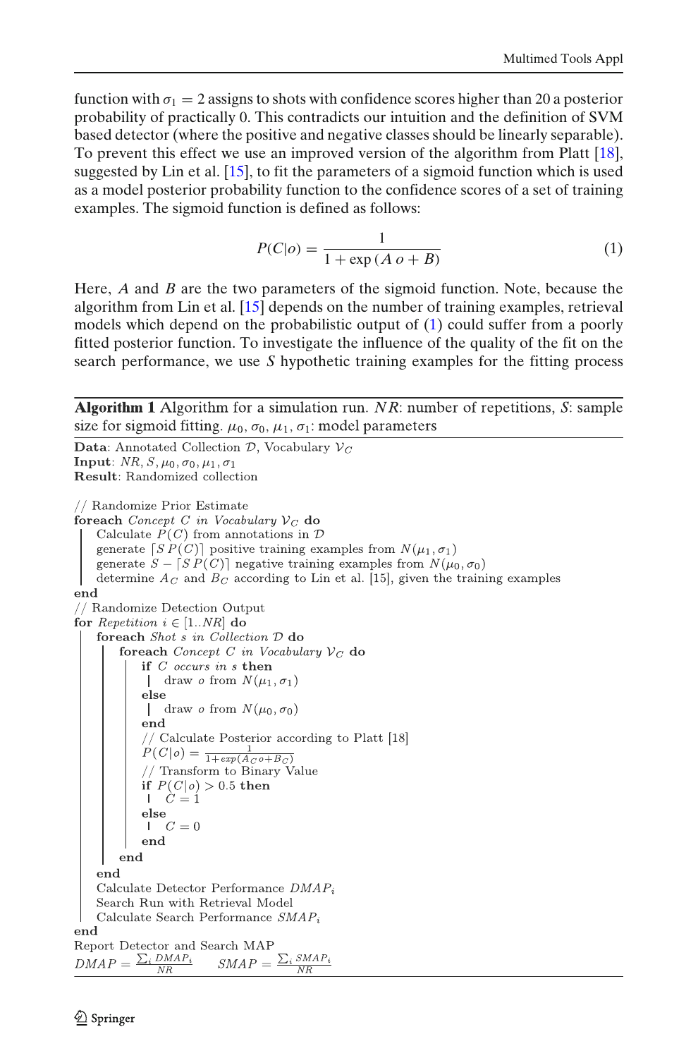function with $\sigma_1 = 2$ assigns to shots with confidence scores higher than 20 a posterior probability of practically 0. This contradicts our intuition and the definition of SVM based detector (where the positive and negative classes should be linearly separable). To prevent this effect we use an improved version of the algorithm from Platt [18], suggested by Lin et al. [15], to fit the parameters of a sigmoid function which is used as a model posterior probability function to the confidence scores of a set of training examples. The sigmoid function is defined as follows:

$$P(C|o) = \frac{1}{1 + \exp\left(A\, o + B\right)} \tag{1}$$

Here, $A$ and $B$ are the two parameters of the sigmoid function. Note, because the algorithm from Lin et al. [15] depends on the number of training examples, retrieval models which depend on the probabilistic output of (1) could suffer from a poorly fitted posterior function. To investigate the influence of the quality of the fit on the search performance, we use $S$ hypothetic training examples for the fitting process

**Algorithm 1** Algorithm for a simulation run. $NR$: number of repetitions, $S$: sample size for sigmoid fitting. $\mu_0, \sigma_0, \mu_1, \sigma_1$: model parameters

```
Data: Annotated Collection D, Vocabulary V_C
Input: NR, S, μ0, σ0, μ1, σ1
Result: Randomized collection

// Randomize Prior Estimate
foreach Concept C in Vocabulary V_C do
    Calculate P(C) from annotations in D
    generate ⌈S P(C)⌉ positive training examples from N(μ1, σ1)
    generate S − ⌈S P(C)⌉ negative training examples from N(μ0, σ0)
    determine A_C and B_C according to Lin et al. [15], given the training examples
end
// Randomize Detection Output
for Repetition i ∈ [1..NR] do
    foreach Shot s in Collection D do
        foreach Concept C in Vocabulary V_C do
            if C occurs in s then
                draw o from N(μ1, σ1)
            else
                draw o from N(μ0, σ0)
            end
            // Calculate Posterior according to Platt [18]
            P(C|o) = 1 / (1 + exp(A_C o + B_C))
            // Transform to Binary Value
            if P(C|o) > 0.5 then
                C = 1
            else
                C = 0
            end
        end
    end
    Calculate Detector Performance DMAP_i
    Search Run with Retrieval Model
    Calculate Search Performance SMAP_i
end
Report Detector and Search MAP
DMAP = Σ_i DMAP_i / NR        SMAP = Σ_i SMAP_i / NR
```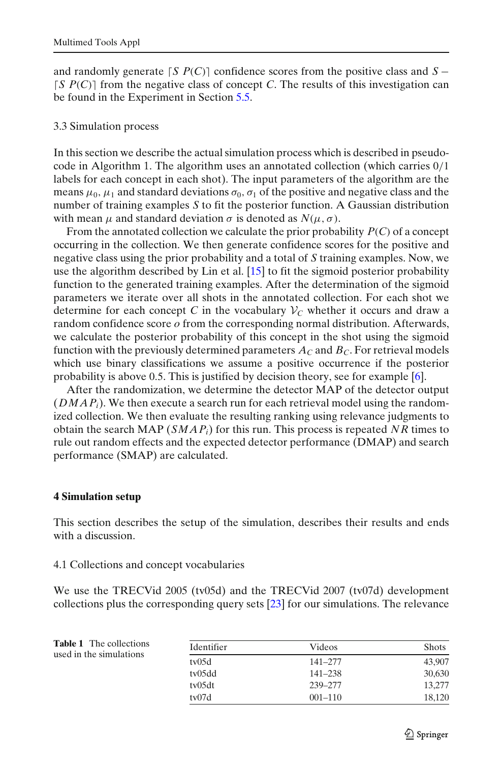and randomly generate $\lceil S\ P(C) \rceil$ confidence scores from the positive class and $S - \lceil S\ P(C) \rceil$ from the negative class of concept $C$. The results of this investigation can be found in the Experiment in Section 5.5.

### 3.3 Simulation process

In this section we describe the actual simulation process which is described in pseudo-code in Algorithm 1. The algorithm uses an annotated collection (which carries 0/1 labels for each concept in each shot). The input parameters of the algorithm are the means $\mu_0$, $\mu_1$ and standard deviations $\sigma_0$, $\sigma_1$ of the positive and negative class and the number of training examples $S$ to fit the posterior function. A Gaussian distribution with mean $\mu$ and standard deviation $\sigma$ is denoted as $N(\mu, \sigma)$.

From the annotated collection we calculate the prior probability $P(C)$ of a concept occurring in the collection. We then generate confidence scores for the positive and negative class using the prior probability and a total of $S$ training examples. Now, we use the algorithm described by Lin et al. [15] to fit the sigmoid posterior probability function to the generated training examples. After the determination of the sigmoid parameters we iterate over all shots in the annotated collection. For each shot we determine for each concept $C$ in the vocabulary $\mathcal{V}_C$ whether it occurs and draw a random confidence score $o$ from the corresponding normal distribution. Afterwards, we calculate the posterior probability of this concept in the shot using the sigmoid function with the previously determined parameters $A_C$ and $B_C$. For retrieval models which use binary classifications we assume a positive occurrence if the posterior probability is above 0.5. This is justified by decision theory, see for example [6].

After the randomization, we determine the detector MAP of the detector output ($DMAP_i$). We then execute a search run for each retrieval model using the randomized collection. We then evaluate the resulting ranking using relevance judgments to obtain the search MAP ($SMAP_i$) for this run. This process is repeated $NR$ times to rule out random effects and the expected detector performance (DMAP) and search performance (SMAP) are calculated.

## 4 Simulation setup

This section describes the setup of the simulation, describes their results and ends with a discussion.

### 4.1 Collections and concept vocabularies

We use the TRECVid 2005 (tv05d) and the TRECVid 2007 (tv07d) development collections plus the corresponding query sets [23] for our simulations. The relevance

**Table 1** The collections used in the simulations

| Identifier | Videos | Shots |
|---|---|---|
| tv05d | 141–277 | 43,907 |
| tv05dd | 141–238 | 30,630 |
| tv05dt | 239–277 | 13,277 |
| tv07d | 001–110 | 18,120 |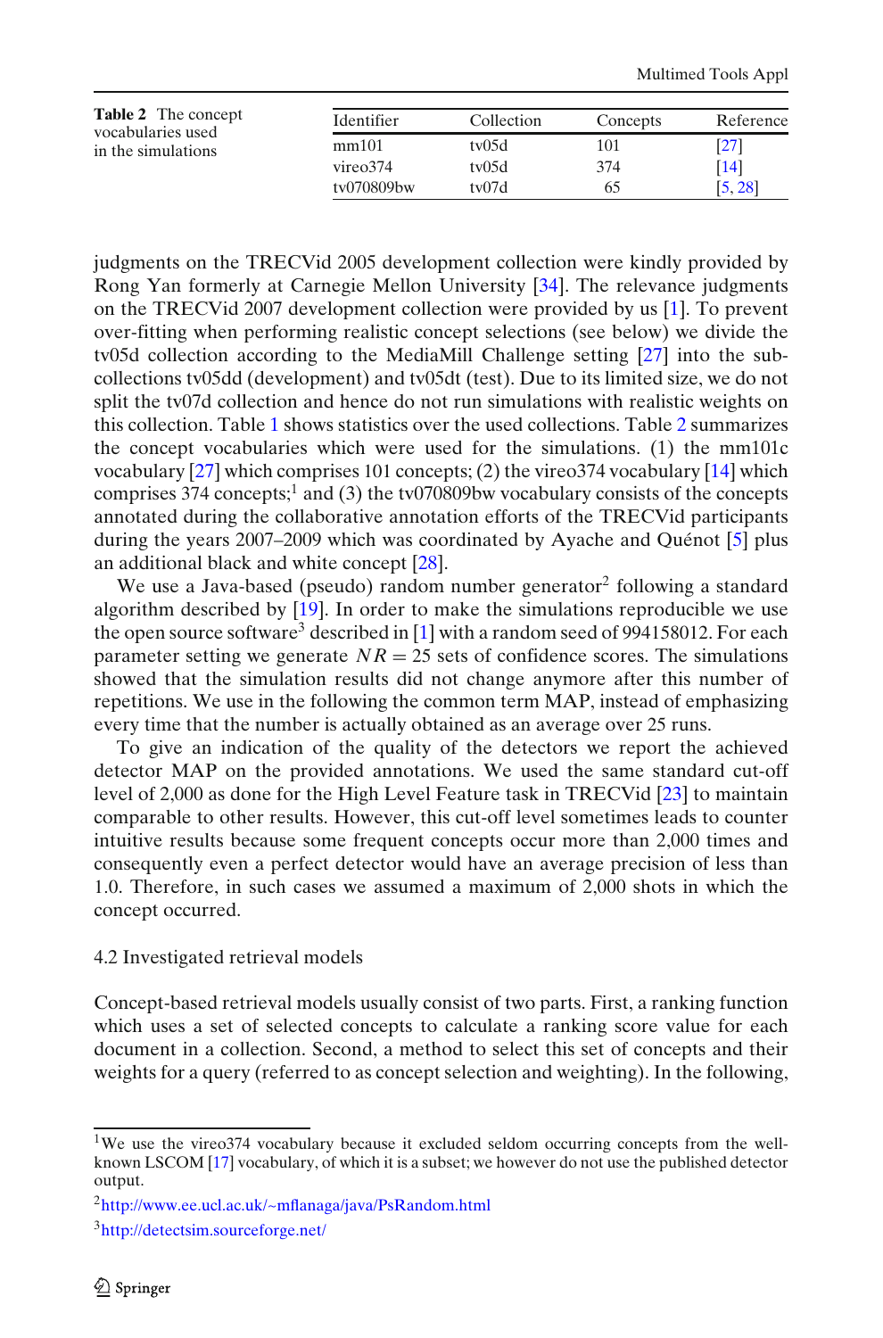**Table 2** The concept vocabularies used in the simulations

| Identifier | Collection | Concepts | Reference |
|---|---|---|---|
| mm101 | tv05d | 101 | [27] |
| vireo374 | tv05d | 374 | [14] |
| tv070809bw | tv07d | 65 | [5, 28] |

judgments on the TRECVid 2005 development collection were kindly provided by Rong Yan formerly at Carnegie Mellon University [34]. The relevance judgments on the TRECVid 2007 development collection were provided by us [1]. To prevent over-fitting when performing realistic concept selections (see below) we divide the tv05d collection according to the MediaMill Challenge setting [27] into the sub-collections tv05dd (development) and tv05dt (test). Due to its limited size, we do not split the tv07d collection and hence do not run simulations with realistic weights on this collection. Table 1 shows statistics over the used collections. Table 2 summarizes the concept vocabularies which were used for the simulations. (1) the mm101c vocabulary [27] which comprises 101 concepts; (2) the vireo374 vocabulary [14] which comprises 374 concepts;[1] and (3) the tv070809bw vocabulary consists of the concepts annotated during the collaborative annotation efforts of the TRECVid participants during the years 2007–2009 which was coordinated by Ayache and Quénot [5] plus an additional black and white concept [28].

We use a Java-based (pseudo) random number generator[2] following a standard algorithm described by [19]. In order to make the simulations reproducible we use the open source software[3] described in [1] with a random seed of 994158012. For each parameter setting we generate $NR = 25$ sets of confidence scores. The simulations showed that the simulation results did not change anymore after this number of repetitions. We use in the following the common term MAP, instead of emphasizing every time that the number is actually obtained as an average over 25 runs.

To give an indication of the quality of the detectors we report the achieved detector MAP on the provided annotations. We used the same standard cut-off level of 2,000 as done for the High Level Feature task in TRECVid [23] to maintain comparable to other results. However, this cut-off level sometimes leads to counter intuitive results because some frequent concepts occur more than 2,000 times and consequently even a perfect detector would have an average precision of less than 1.0. Therefore, in such cases we assumed a maximum of 2,000 shots in which the concept occurred.

### 4.2 Investigated retrieval models

Concept-based retrieval models usually consist of two parts. First, a ranking function which uses a set of selected concepts to calculate a ranking score value for each document in a collection. Second, a method to select this set of concepts and their weights for a query (referred to as concept selection and weighting). In the following,

---

[1] We use the vireo374 vocabulary because it excluded seldom occurring concepts from the well-known LSCOM [17] vocabulary, of which it is a subset; we however do not use the published detector output.

[2] http://www.ee.ucl.ac.uk/~mflanaga/java/PsRandom.html

[3] http://detectsim.sourceforge.net/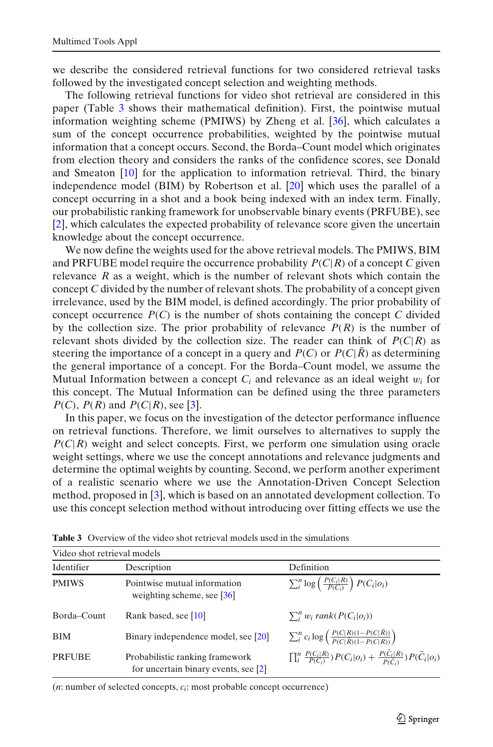we describe the considered retrieval functions for two considered retrieval tasks followed by the investigated concept selection and weighting methods.

The following retrieval functions for video shot retrieval are considered in this paper (Table 3 shows their mathematical definition). First, the pointwise mutual information weighting scheme (PMIWS) by Zheng et al. [36], which calculates a sum of the concept occurrence probabilities, weighted by the pointwise mutual information that a concept occurs. Second, the Borda–Count model which originates from election theory and considers the ranks of the confidence scores, see Donald and Smeaton [10] for the application to information retrieval. Third, the binary independence model (BIM) by Robertson et al. [20] which uses the parallel of a concept occurring in a shot and a book being indexed with an index term. Finally, our probabilistic ranking framework for unobservable binary events (PRFUBE), see [2], which calculates the expected probability of relevance score given the uncertain knowledge about the concept occurrence.

We now define the weights used for the above retrieval models. The PMIWS, BIM and PRFUBE model require the occurrence probability $P(C|R)$ of a concept $C$ given relevance $R$ as a weight, which is the number of relevant shots which contain the concept $C$ divided by the number of relevant shots. The probability of a concept given irrelevance, used by the BIM model, is defined accordingly. The prior probability of concept occurrence $P(C)$ is the number of shots containing the concept $C$ divided by the collection size. The prior probability of relevance $P(R)$ is the number of relevant shots divided by the collection size. The reader can think of $P(C|R)$ as steering the importance of a concept in a query and $P(C)$ or $P(C|\bar{R})$ as determining the general importance of a concept. For the Borda–Count model, we assume the Mutual Information between a concept $C_i$ and relevance as an ideal weight $w_i$ for this concept. The Mutual Information can be defined using the three parameters $P(C)$, $P(R)$ and $P(C|R)$, see [3].

In this paper, we focus on the investigation of the detector performance influence on retrieval functions. Therefore, we limit ourselves to alternatives to supply the $P(C|R)$ weight and select concepts. First, we perform one simulation using oracle weight settings, where we use the concept annotations and relevance judgments and determine the optimal weights by counting. Second, we perform another experiment of a realistic scenario where we use the Annotation-Driven Concept Selection method, proposed in [3], which is based on an annotated development collection. To use this concept selection method without introducing over fitting effects we use the

**Table 3** Overview of the video shot retrieval models used in the simulations

| Video shot retrieval models | | |
|---|---|---|
| Identifier | Description | Definition |
| PMIWS | Pointwise mutual information weighting scheme, see [36] | $\sum_i^n \log\left(\frac{P(C_i\|R)}{P(C_i)}\right) P(C_i\|o_i)$ |
| Borda–Count | Rank based, see [10] | $\sum_i^n w_i \, rank(P(C_i\|o_i))$ |
| BIM | Binary independence model, see [20] | $\sum_i^n c_i \log\left(\frac{P(C\|R)(1-P(C\|\bar{R}))}{P(C\|\bar{R})(1-P(C\|R))}\right)$ |
| PRFUBE | Probabilistic ranking framework for uncertain binary events, see [2] | $\prod_i^n \frac{P(C_i\|R)}{P(C_i)} P(C_i\|o_i) + \frac{P(\bar{C}_i\|R)}{P(\bar{C}_i)} P(\bar{C}_i\|o_i)$ |

($n$: number of selected concepts, $c_i$: most probable concept occurrence)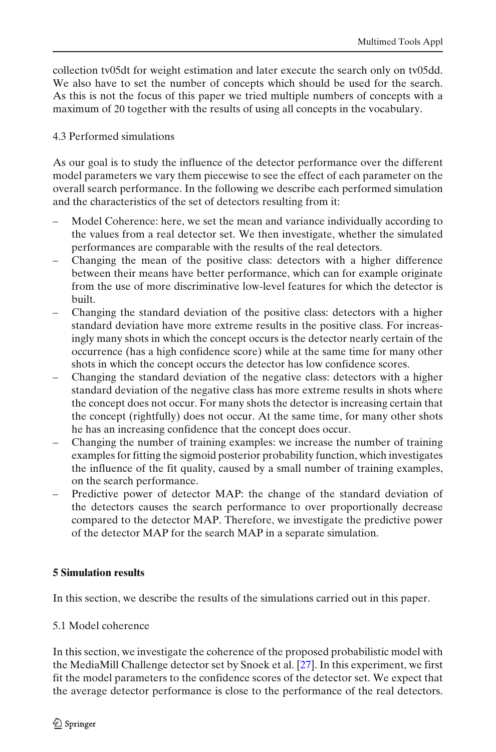collection tv05dt for weight estimation and later execute the search only on tv05dd. We also have to set the number of concepts which should be used for the search. As this is not the focus of this paper we tried multiple numbers of concepts with a maximum of 20 together with the results of using all concepts in the vocabulary.

### 4.3 Performed simulations

As our goal is to study the influence of the detector performance over the different model parameters we vary them piecewise to see the effect of each parameter on the overall search performance. In the following we describe each performed simulation and the characteristics of the set of detectors resulting from it:

- Model Coherence: here, we set the mean and variance individually according to the values from a real detector set. We then investigate, whether the simulated performances are comparable with the results of the real detectors.
- Changing the mean of the positive class: detectors with a higher difference between their means have better performance, which can for example originate from the use of more discriminative low-level features for which the detector is built.
- Changing the standard deviation of the positive class: detectors with a higher standard deviation have more extreme results in the positive class. For increasingly many shots in which the concept occurs is the detector nearly certain of the occurrence (has a high confidence score) while at the same time for many other shots in which the concept occurs the detector has low confidence scores.
- Changing the standard deviation of the negative class: detectors with a higher standard deviation of the negative class has more extreme results in shots where the concept does not occur. For many shots the detector is increasing certain that the concept (rightfully) does not occur. At the same time, for many other shots he has an increasing confidence that the concept does occur.
- Changing the number of training examples: we increase the number of training examples for fitting the sigmoid posterior probability function, which investigates the influence of the fit quality, caused by a small number of training examples, on the search performance.
- Predictive power of detector MAP: the change of the standard deviation of the detectors causes the search performance to over proportionally decrease compared to the detector MAP. Therefore, we investigate the predictive power of the detector MAP for the search MAP in a separate simulation.

## 5 Simulation results

In this section, we describe the results of the simulations carried out in this paper.

### 5.1 Model coherence

In this section, we investigate the coherence of the proposed probabilistic model with the MediaMill Challenge detector set by Snoek et al. [27]. In this experiment, we first fit the model parameters to the confidence scores of the detector set. We expect that the average detector performance is close to the performance of the real detectors.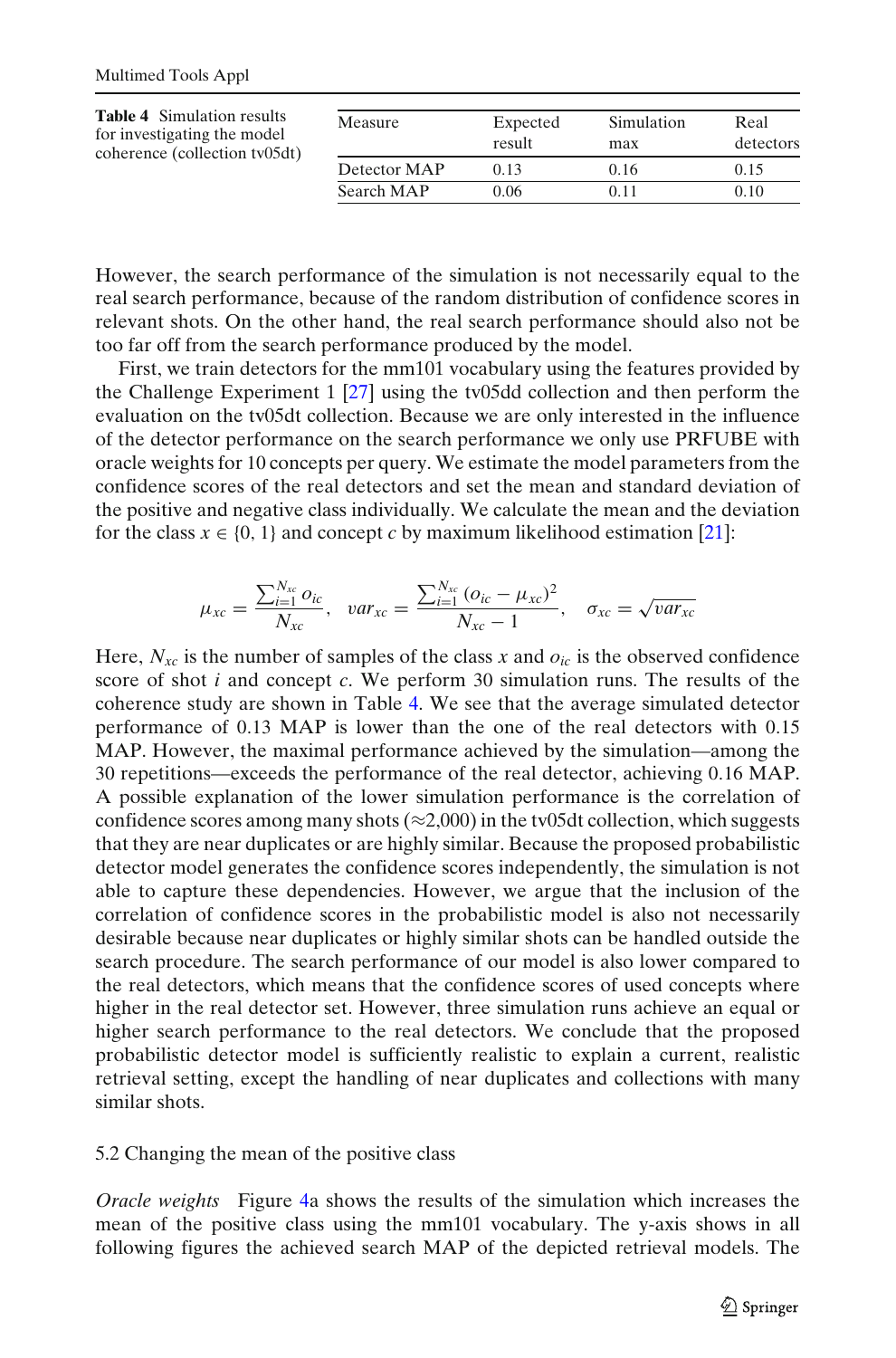**Table 4** Simulation results for investigating the model coherence (collection tv05dt)

| Measure | Expected result | Simulation max | Real detectors |
|---|---|---|---|
| Detector MAP | 0.13 | 0.16 | 0.15 |
| Search MAP | 0.06 | 0.11 | 0.10 |

However, the search performance of the simulation is not necessarily equal to the real search performance, because of the random distribution of confidence scores in relevant shots. On the other hand, the real search performance should also not be too far off from the search performance produced by the model.

First, we train detectors for the mm101 vocabulary using the features provided by the Challenge Experiment 1 [27] using the tv05dd collection and then perform the evaluation on the tv05dt collection. Because we are only interested in the influence of the detector performance on the search performance we only use PRFUBE with oracle weights for 10 concepts per query. We estimate the model parameters from the confidence scores of the real detectors and set the mean and standard deviation of the positive and negative class individually. We calculate the mean and the deviation for the class $x \in \{0, 1\}$ and concept $c$ by maximum likelihood estimation [21]:

$$\mu_{xc} = \frac{\sum_{i=1}^{N_{xc}} o_{ic}}{N_{xc}}, \quad var_{xc} = \frac{\sum_{i=1}^{N_{xc}} (o_{ic} - \mu_{xc})^2}{N_{xc} - 1}, \quad \sigma_{xc} = \sqrt{var_{xc}}$$

Here, $N_{xc}$ is the number of samples of the class $x$ and $o_{ic}$ is the observed confidence score of shot $i$ and concept $c$. We perform 30 simulation runs. The results of the coherence study are shown in Table 4. We see that the average simulated detector performance of 0.13 MAP is lower than the one of the real detectors with 0.15 MAP. However, the maximal performance achieved by the simulation—among the 30 repetitions—exceeds the performance of the real detector, achieving 0.16 MAP. A possible explanation of the lower simulation performance is the correlation of confidence scores among many shots ($\approx$2,000) in the tv05dt collection, which suggests that they are near duplicates or are highly similar. Because the proposed probabilistic detector model generates the confidence scores independently, the simulation is not able to capture these dependencies. However, we argue that the inclusion of the correlation of confidence scores in the probabilistic model is also not necessarily desirable because near duplicates or highly similar shots can be handled outside the search procedure. The search performance of our model is also lower compared to the real detectors, which means that the confidence scores of used concepts where higher in the real detector set. However, three simulation runs achieve an equal or higher search performance to the real detectors. We conclude that the proposed probabilistic detector model is sufficiently realistic to explain a current, realistic retrieval setting, except the handling of near duplicates and collections with many similar shots.

### 5.2 Changing the mean of the positive class

*Oracle weights* Figure 4a shows the results of the simulation which increases the mean of the positive class using the mm101 vocabulary. The y-axis shows in all following figures the achieved search MAP of the depicted retrieval models. The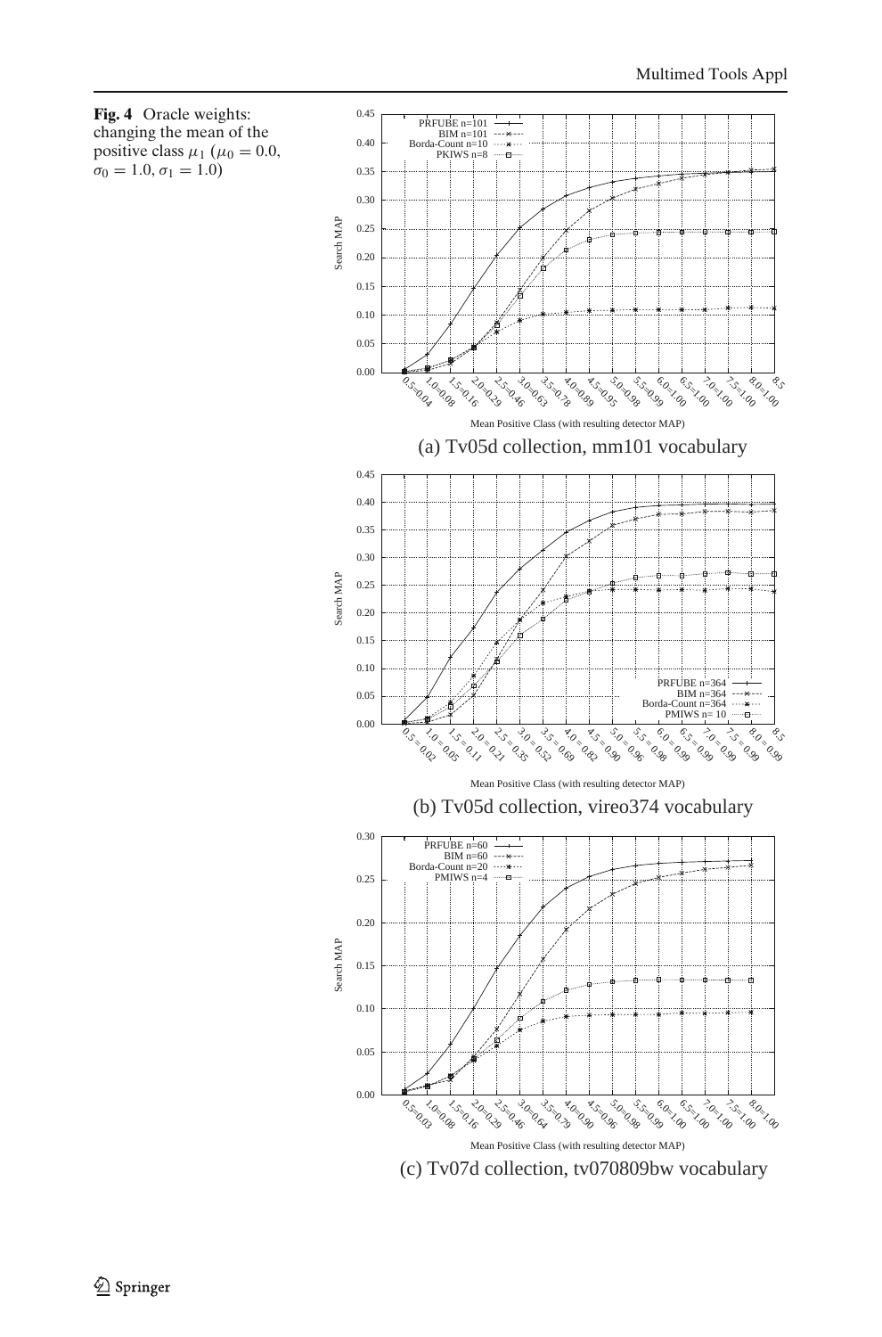**Fig. 4** Oracle weights: changing the mean of the positive class $\mu_1$ ($\mu_0 = 0.0$, $\sigma_0 = 1.0$, $\sigma_1 = 1.0$)

(a) Tv05d collection, mm101 vocabulary

(b) Tv05d collection, vireo374 vocabulary

(c) Tv07d collection, tv070809bw vocabulary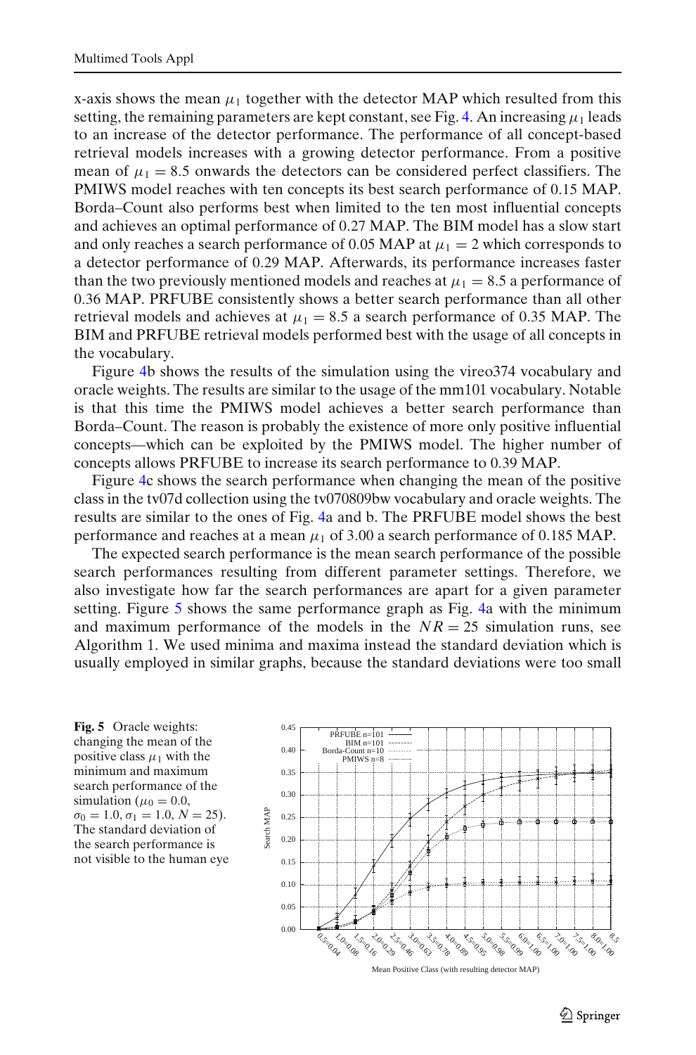x-axis shows the mean $\mu_1$ together with the detector MAP which resulted from this setting, the remaining parameters are kept constant, see Fig. 4. An increasing $\mu_1$ leads to an increase of the detector performance. The performance of all concept-based retrieval models increases with a growing detector performance. From a positive mean of $\mu_1 = 8.5$ onwards the detectors can be considered perfect classifiers. The PMIWS model reaches with ten concepts its best search performance of 0.15 MAP. Borda–Count also performs best when limited to the ten most influential concepts and achieves an optimal performance of 0.27 MAP. The BIM model has a slow start and only reaches a search performance of 0.05 MAP at $\mu_1 = 2$ which corresponds to a detector performance of 0.29 MAP. Afterwards, its performance increases faster than the two previously mentioned models and reaches at $\mu_1 = 8.5$ a performance of 0.36 MAP. PRFUBE consistently shows a better search performance than all other retrieval models and achieves at $\mu_1 = 8.5$ a search performance of 0.35 MAP. The BIM and PRFUBE retrieval models performed best with the usage of all concepts in the vocabulary.

Figure 4b shows the results of the simulation using the vireo374 vocabulary and oracle weights. The results are similar to the usage of the mm101 vocabulary. Notable is that this time the PMIWS model achieves a better search performance than Borda–Count. The reason is probably the existence of more only positive influential concepts—which can be exploited by the PMIWS model. The higher number of concepts allows PRFUBE to increase its search performance to 0.39 MAP.

Figure 4c shows the search performance when changing the mean of the positive class in the tv07d collection using the tv070809bw vocabulary and oracle weights. The results are similar to the ones of Fig. 4a and b. The PRFUBE model shows the best performance and reaches at a mean $\mu_1$ of 3.00 a search performance of 0.185 MAP.

The expected search performance is the mean search performance of the possible search performances resulting from different parameter settings. Therefore, we also investigate how far the search performances are apart for a given parameter setting. Figure 5 shows the same performance graph as Fig. 4a with the minimum and maximum performance of the models in the $NR = 25$ simulation runs, see Algorithm 1. We used minima and maxima instead the standard deviation which is usually employed in similar graphs, because the standard deviations were too small

**Fig. 5** Oracle weights: changing the mean of the positive class $\mu_1$ with the minimum and maximum search performance of the simulation ($\mu_0 = 0.0$, $\sigma_0 = 1.0$, $\sigma_1 = 1.0$, $N = 25$). The standard deviation of the search performance is not visible to the human eye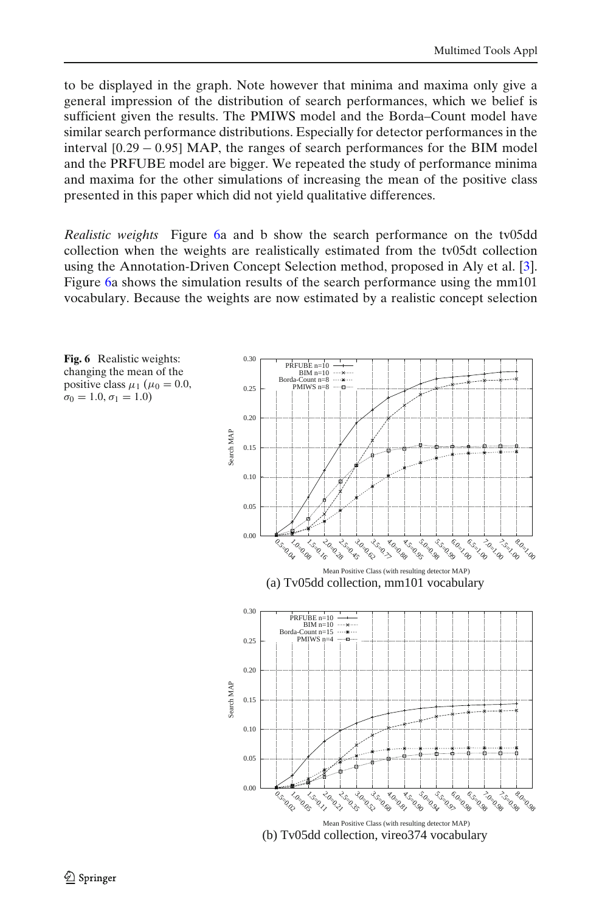to be displayed in the graph. Note however that minima and maxima only give a general impression of the distribution of search performances, which we belief is sufficient given the results. The PMIWS model and the Borda–Count model have similar search performance distributions. Especially for detector performances in the interval [0.29 − 0.95] MAP, the ranges of search performances for the BIM model and the PRFUBE model are bigger. We repeated the study of performance minima and maxima for the other simulations of increasing the mean of the positive class presented in this paper which did not yield qualitative differences.

*Realistic weights* Figure 6a and b show the search performance on the tv05dd collection when the weights are realistically estimated from the tv05dt collection using the Annotation-Driven Concept Selection method, proposed in Aly et al. [3]. Figure 6a shows the simulation results of the search performance using the mm101 vocabulary. Because the weights are now estimated by a realistic concept selection

**Fig. 6** Realistic weights: changing the mean of the positive class $\mu_1$ ($\mu_0 = 0.0$, $\sigma_0 = 1.0$, $\sigma_1 = 1.0$)

(a) Tv05dd collection, mm101 vocabulary

(b) Tv05dd collection, vireo374 vocabulary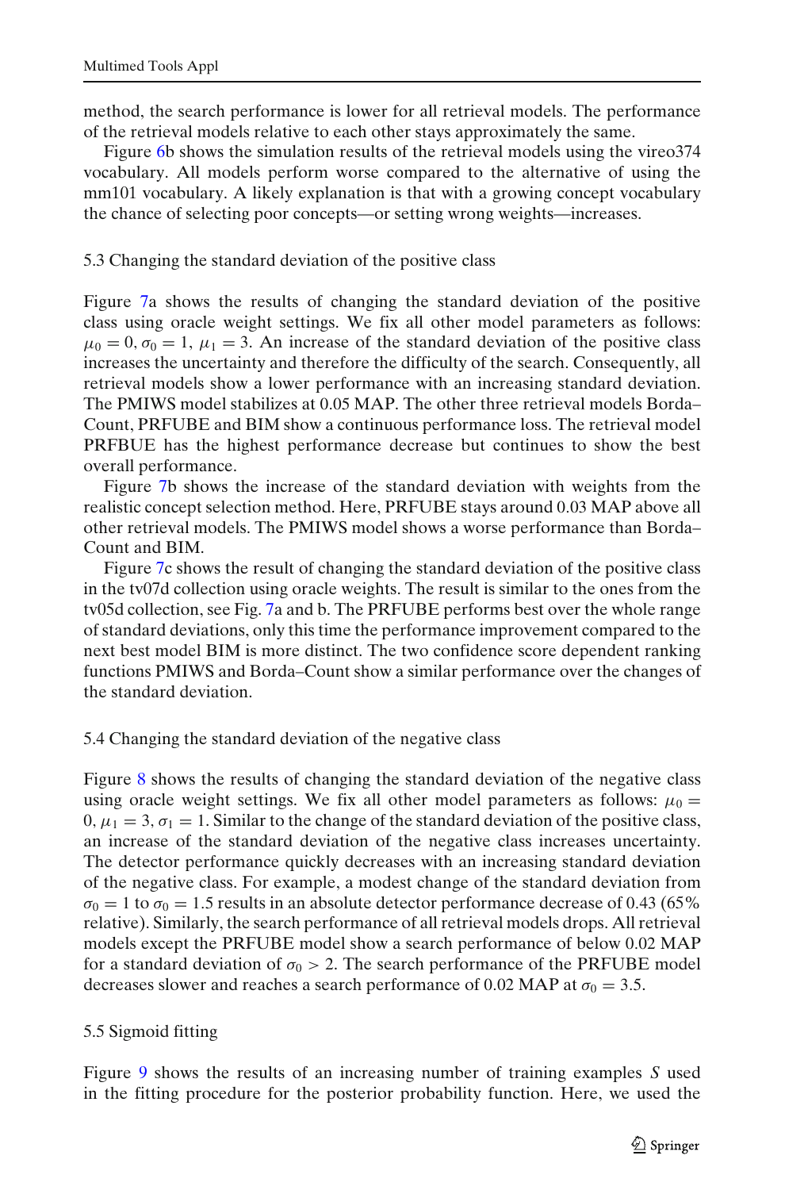method, the search performance is lower for all retrieval models. The performance of the retrieval models relative to each other stays approximately the same.

Figure 6b shows the simulation results of the retrieval models using the vireo374 vocabulary. All models perform worse compared to the alternative of using the mm101 vocabulary. A likely explanation is that with a growing concept vocabulary the chance of selecting poor concepts—or setting wrong weights—increases.

### 5.3 Changing the standard deviation of the positive class

Figure 7a shows the results of changing the standard deviation of the positive class using oracle weight settings. We fix all other model parameters as follows: $\mu_0 = 0, \sigma_0 = 1, \mu_1 = 3$. An increase of the standard deviation of the positive class increases the uncertainty and therefore the difficulty of the search. Consequently, all retrieval models show a lower performance with an increasing standard deviation. The PMIWS model stabilizes at 0.05 MAP. The other three retrieval models Borda–Count, PRFUBE and BIM show a continuous performance loss. The retrieval model PRFBUE has the highest performance decrease but continues to show the best overall performance.

Figure 7b shows the increase of the standard deviation with weights from the realistic concept selection method. Here, PRFUBE stays around 0.03 MAP above all other retrieval models. The PMIWS model shows a worse performance than Borda–Count and BIM.

Figure 7c shows the result of changing the standard deviation of the positive class in the tv07d collection using oracle weights. The result is similar to the ones from the tv05d collection, see Fig. 7a and b. The PRFUBE performs best over the whole range of standard deviations, only this time the performance improvement compared to the next best model BIM is more distinct. The two confidence score dependent ranking functions PMIWS and Borda–Count show a similar performance over the changes of the standard deviation.

### 5.4 Changing the standard deviation of the negative class

Figure 8 shows the results of changing the standard deviation of the negative class using oracle weight settings. We fix all other model parameters as follows: $\mu_0 = 0, \mu_1 = 3, \sigma_1 = 1$. Similar to the change of the standard deviation of the positive class, an increase of the standard deviation of the negative class increases uncertainty. The detector performance quickly decreases with an increasing standard deviation of the negative class. For example, a modest change of the standard deviation from $\sigma_0 = 1$ to $\sigma_0 = 1.5$ results in an absolute detector performance decrease of 0.43 (65% relative). Similarly, the search performance of all retrieval models drops. All retrieval models except the PRFUBE model show a search performance of below 0.02 MAP for a standard deviation of $\sigma_0 > 2$. The search performance of the PRFUBE model decreases slower and reaches a search performance of 0.02 MAP at $\sigma_0 = 3.5$.

### 5.5 Sigmoid fitting

Figure 9 shows the results of an increasing number of training examples $S$ used in the fitting procedure for the posterior probability function. Here, we used the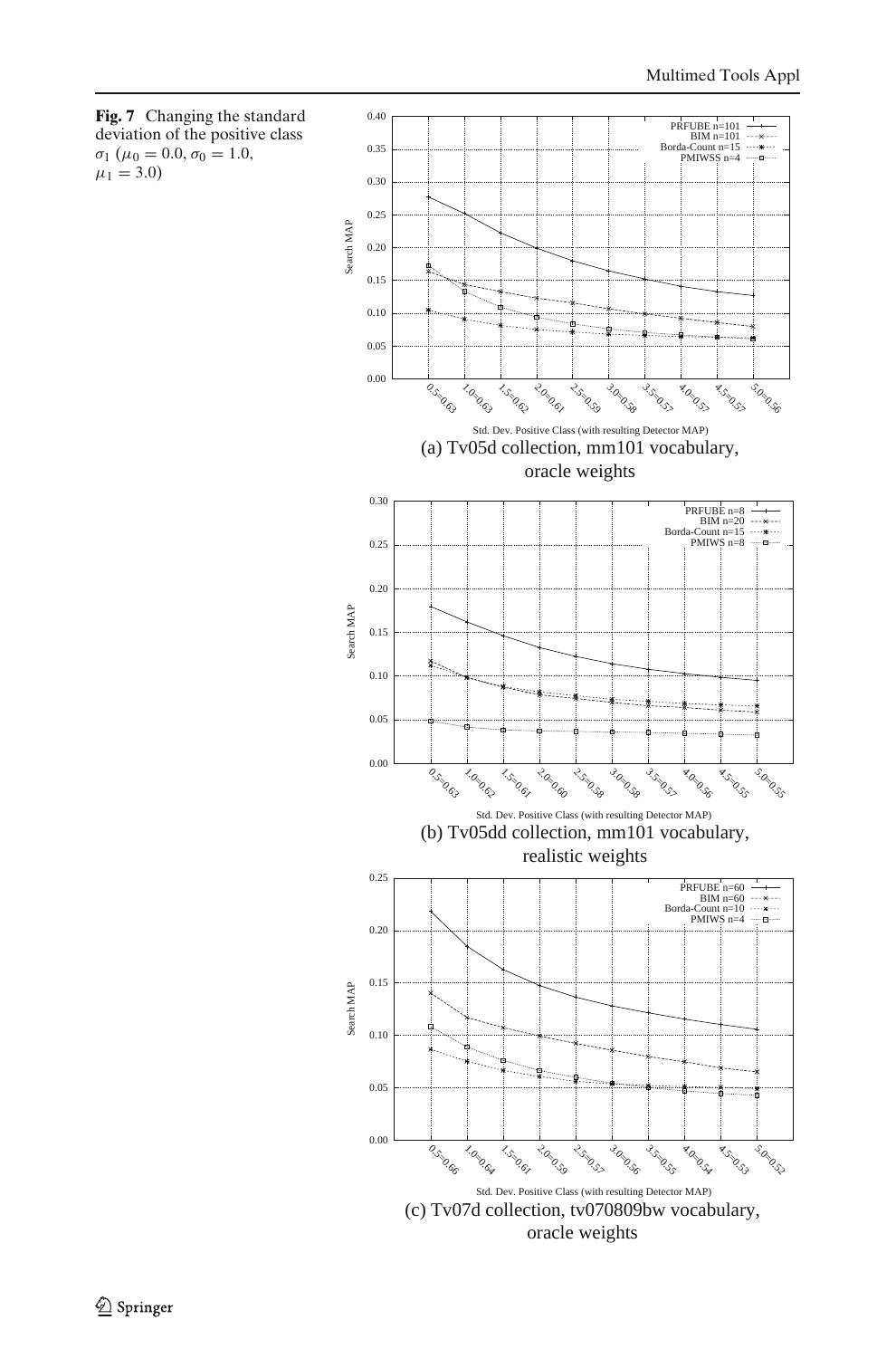**Fig. 7** Changing the standard deviation of the positive class $\sigma_1$ ($\mu_0 = 0.0, \sigma_0 = 1.0, \mu_1 = 3.0$)

(a) Tv05d collection, mm101 vocabulary, oracle weights

(b) Tv05dd collection, mm101 vocabulary, realistic weights

(c) Tv07d collection, tv070809bw vocabulary, oracle weights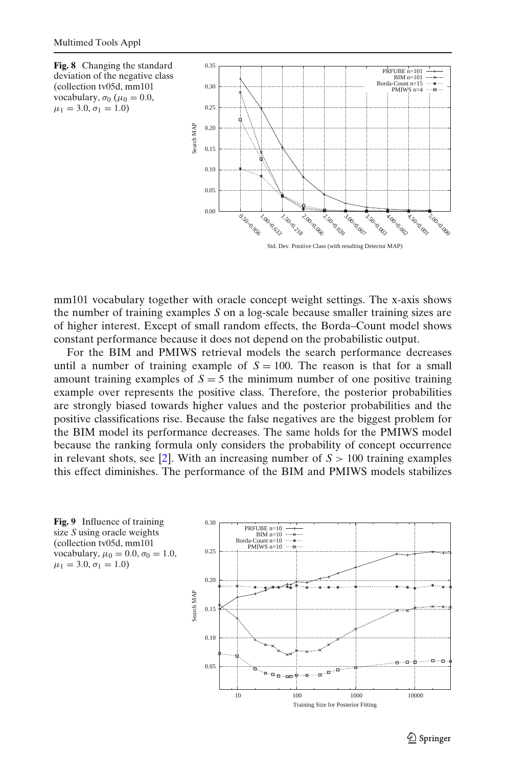**Fig. 8** Changing the standard deviation of the negative class (collection tv05d, mm101 vocabulary, $\sigma_0$ ($\mu_0 = 0.0$, $\mu_1 = 3.0$, $\sigma_1 = 1.0$)

mm101 vocabulary together with oracle concept weight settings. The x-axis shows the number of training examples $S$ on a log-scale because smaller training sizes are of higher interest. Except of small random effects, the Borda–Count model shows constant performance because it does not depend on the probabilistic output.

For the BIM and PMIWS retrieval models the search performance decreases until a number of training example of $S = 100$. The reason is that for a small amount training examples of $S = 5$ the minimum number of one positive training example over represents the positive class. Therefore, the posterior probabilities are strongly biased towards higher values and the posterior probabilities and the positive classifications rise. Because the false negatives are the biggest problem for the BIM model its performance decreases. The same holds for the PMIWS model because the ranking formula only considers the probability of concept occurrence in relevant shots, see [2]. With an increasing number of $S > 100$ training examples this effect diminishes. The performance of the BIM and PMIWS models stabilizes

**Fig. 9** Influence of training size $S$ using oracle weights (collection tv05d, mm101 vocabulary, $\mu_0 = 0.0$, $\sigma_0 = 1.0$, $\mu_1 = 3.0$, $\sigma_1 = 1.0$)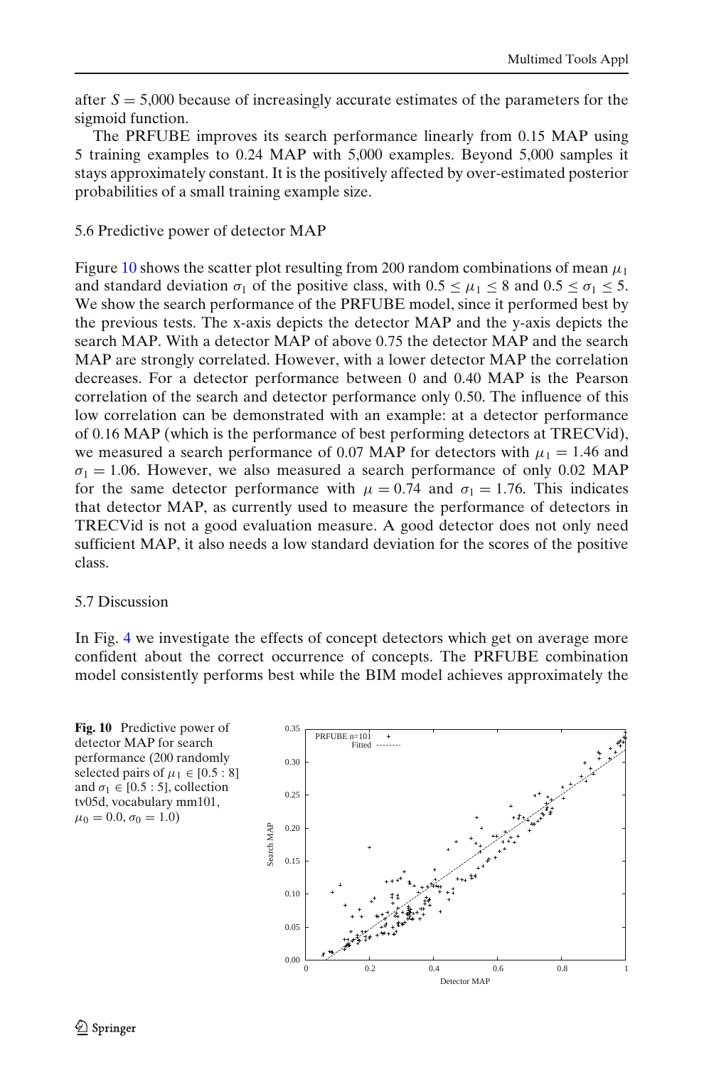after $S = 5{,}000$ because of increasingly accurate estimates of the parameters for the sigmoid function.

The PRFUBE improves its search performance linearly from 0.15 MAP using 5 training examples to 0.24 MAP with 5,000 examples. Beyond 5,000 samples it stays approximately constant. It is the positively affected by over-estimated posterior probabilities of a small training example size.

### 5.6 Predictive power of detector MAP

Figure 10 shows the scatter plot resulting from 200 random combinations of mean $\mu_1$ and standard deviation $\sigma_1$ of the positive class, with $0.5 \leq \mu_1 \leq 8$ and $0.5 \leq \sigma_1 \leq 5$. We show the search performance of the PRFUBE model, since it performed best by the previous tests. The x-axis depicts the detector MAP and the y-axis depicts the search MAP. With a detector MAP of above 0.75 the detector MAP and the search MAP are strongly correlated. However, with a lower detector MAP the correlation decreases. For a detector performance between 0 and 0.40 MAP is the Pearson correlation of the search and detector performance only 0.50. The influence of this low correlation can be demonstrated with an example: at a detector performance of 0.16 MAP (which is the performance of best performing detectors at TRECVid), we measured a search performance of 0.07 MAP for detectors with $\mu_1 = 1.46$ and $\sigma_1 = 1.06$. However, we also measured a search performance of only 0.02 MAP for the same detector performance with $\mu = 0.74$ and $\sigma_1 = 1.76$. This indicates that detector MAP, as currently used to measure the performance of detectors in TRECVid is not a good evaluation measure. A good detector does not only need sufficient MAP, it also needs a low standard deviation for the scores of the positive class.

### 5.7 Discussion

In Fig. 4 we investigate the effects of concept detectors which get on average more confident about the correct occurrence of concepts. The PRFUBE combination model consistently performs best while the BIM model achieves approximately the

**Fig. 10** Predictive power of detector MAP for search performance (200 randomly selected pairs of $\mu_1 \in [0.5 : 8]$ and $\sigma_1 \in [0.5 : 5]$, collection tv05d, vocabulary mm101, $\mu_0 = 0.0, \sigma_0 = 1.0$)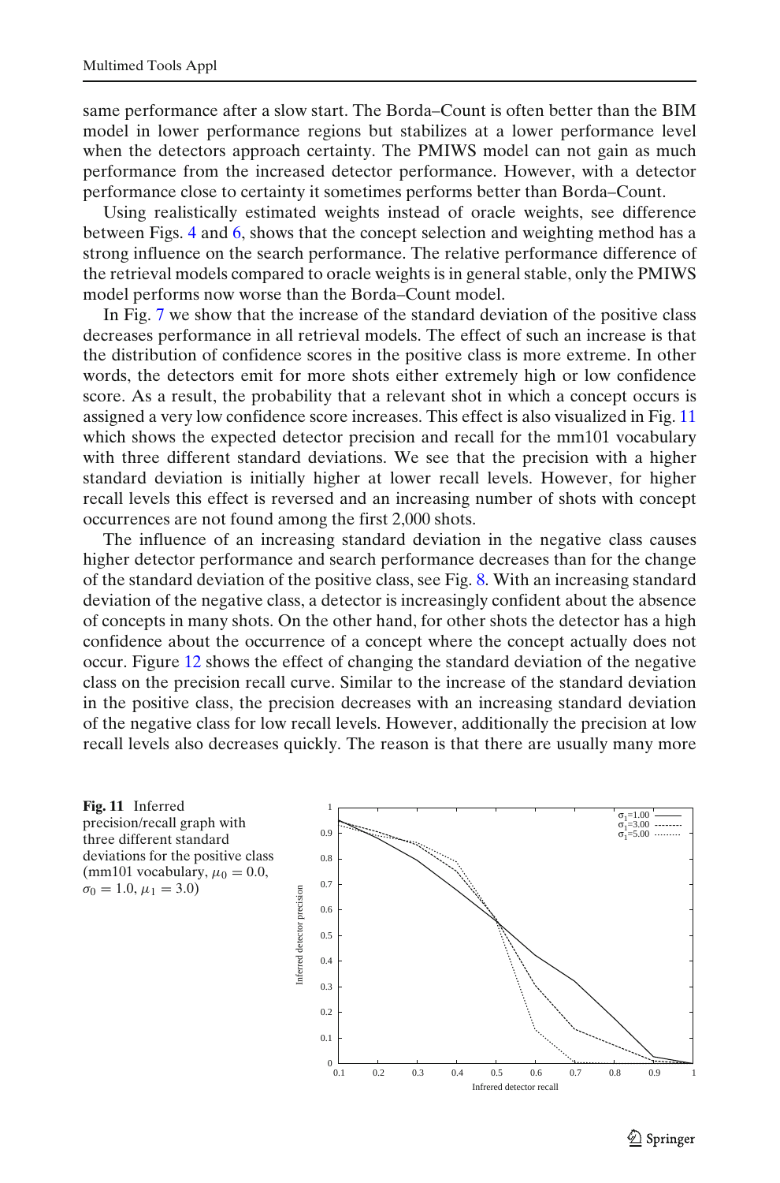same performance after a slow start. The Borda–Count is often better than the BIM model in lower performance regions but stabilizes at a lower performance level when the detectors approach certainty. The PMIWS model can not gain as much performance from the increased detector performance. However, with a detector performance close to certainty it sometimes performs better than Borda–Count.

Using realistically estimated weights instead of oracle weights, see difference between Figs. 4 and 6, shows that the concept selection and weighting method has a strong influence on the search performance. The relative performance difference of the retrieval models compared to oracle weights is in general stable, only the PMIWS model performs now worse than the Borda–Count model.

In Fig. 7 we show that the increase of the standard deviation of the positive class decreases performance in all retrieval models. The effect of such an increase is that the distribution of confidence scores in the positive class is more extreme. In other words, the detectors emit for more shots either extremely high or low confidence score. As a result, the probability that a relevant shot in which a concept occurs is assigned a very low confidence score increases. This effect is also visualized in Fig. 11 which shows the expected detector precision and recall for the mm101 vocabulary with three different standard deviations. We see that the precision with a higher standard deviation is initially higher at lower recall levels. However, for higher recall levels this effect is reversed and an increasing number of shots with concept occurrences are not found among the first 2,000 shots.

The influence of an increasing standard deviation in the negative class causes higher detector performance and search performance decreases than for the change of the standard deviation of the positive class, see Fig. 8. With an increasing standard deviation of the negative class, a detector is increasingly confident about the absence of concepts in many shots. On the other hand, for other shots the detector has a high confidence about the occurrence of a concept where the concept actually does not occur. Figure 12 shows the effect of changing the standard deviation of the negative class on the precision recall curve. Similar to the increase of the standard deviation in the positive class, the precision decreases with an increasing standard deviation of the negative class for low recall levels. However, additionally the precision at low recall levels also decreases quickly. The reason is that there are usually many more

**Fig. 11** Inferred precision/recall graph with three different standard deviations for the positive class (mm101 vocabulary, $\mu_0 = 0.0$, $\sigma_0 = 1.0$, $\mu_1 = 3.0$)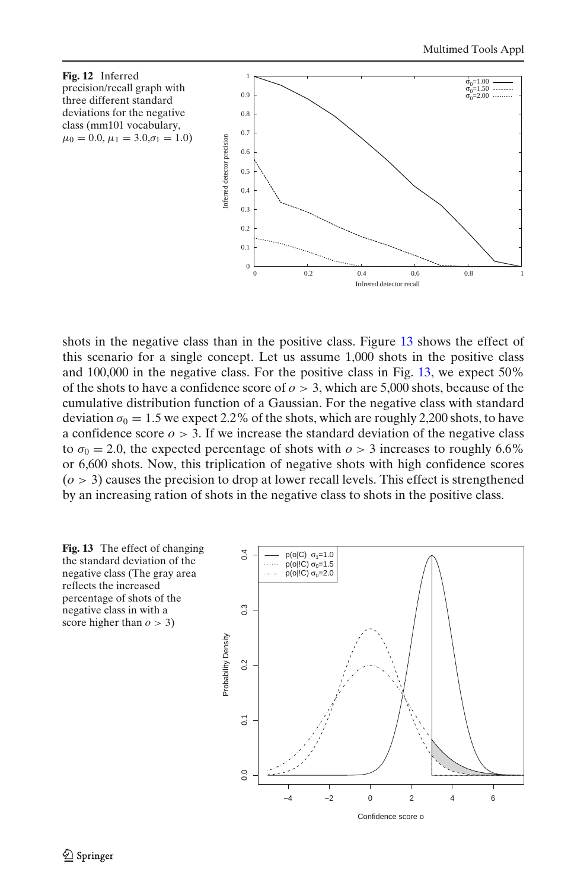**Fig. 12** Inferred precision/recall graph with three different standard deviations for the negative class (mm101 vocabulary, $\mu_0 = 0.0$, $\mu_1 = 3.0$,$\sigma_1 = 1.0$)

shots in the negative class than in the positive class. Figure 13 shows the effect of this scenario for a single concept. Let us assume 1,000 shots in the positive class and 100,000 in the negative class. For the positive class in Fig. 13, we expect 50% of the shots to have a confidence score of $o > 3$, which are 5,000 shots, because of the cumulative distribution function of a Gaussian. For the negative class with standard deviation $\sigma_0 = 1.5$ we expect 2.2% of the shots, which are roughly 2,200 shots, to have a confidence score $o > 3$. If we increase the standard deviation of the negative class to $\sigma_0 = 2.0$, the expected percentage of shots with $o > 3$ increases to roughly 6.6% or 6,600 shots. Now, this triplication of negative shots with high confidence scores ($o > 3$) causes the precision to drop at lower recall levels. This effect is strengthened by an increasing ration of shots in the negative class to shots in the positive class.

**Fig. 13** The effect of changing the standard deviation of the negative class (The gray area reflects the increased percentage of shots of the negative class in with a score higher than $o > 3$)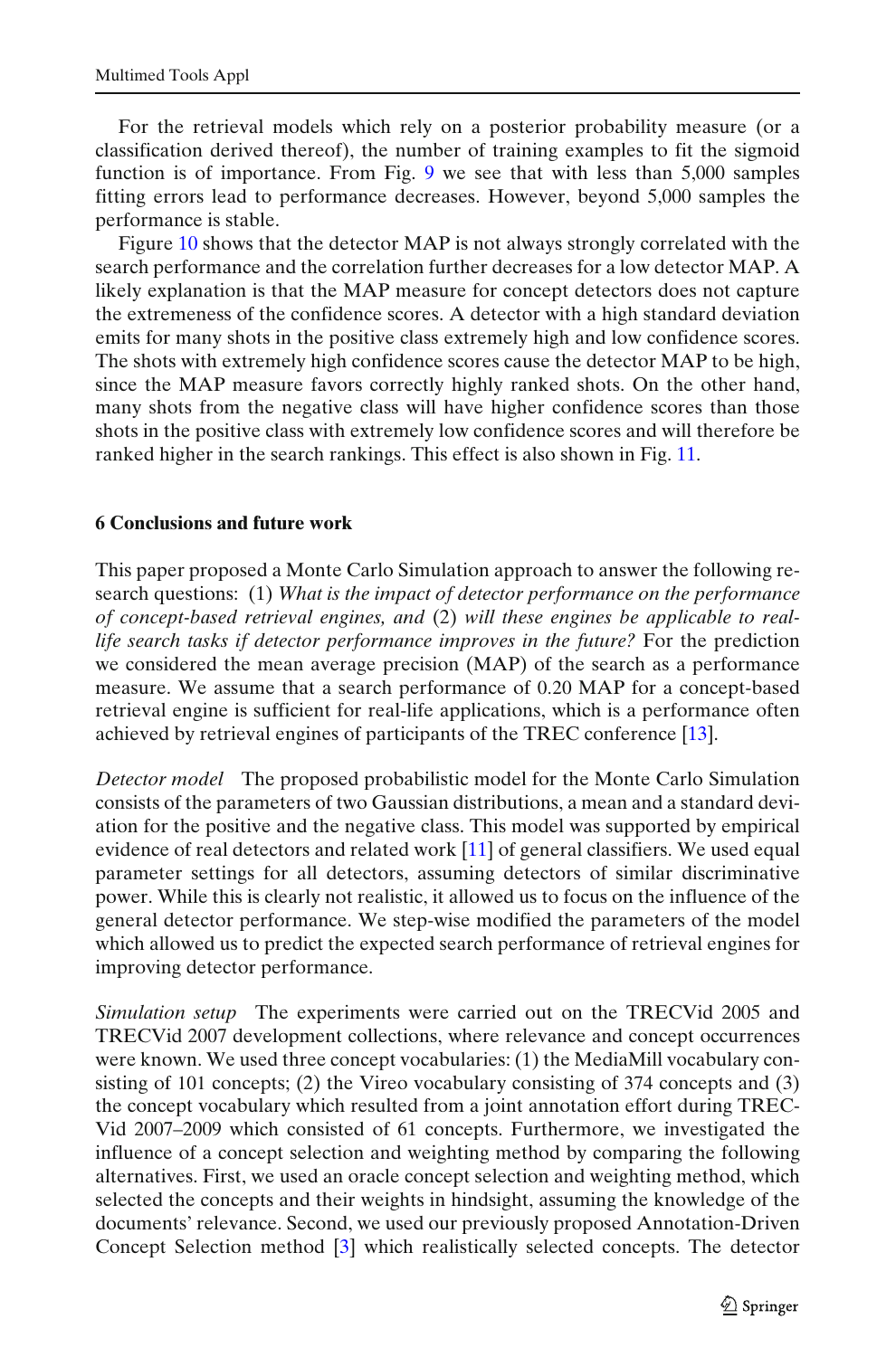For the retrieval models which rely on a posterior probability measure (or a classification derived thereof), the number of training examples to fit the sigmoid function is of importance. From Fig. 9 we see that with less than 5,000 samples fitting errors lead to performance decreases. However, beyond 5,000 samples the performance is stable.

Figure 10 shows that the detector MAP is not always strongly correlated with the search performance and the correlation further decreases for a low detector MAP. A likely explanation is that the MAP measure for concept detectors does not capture the extremeness of the confidence scores. A detector with a high standard deviation emits for many shots in the positive class extremely high and low confidence scores. The shots with extremely high confidence scores cause the detector MAP to be high, since the MAP measure favors correctly highly ranked shots. On the other hand, many shots from the negative class will have higher confidence scores than those shots in the positive class with extremely low confidence scores and will therefore be ranked higher in the search rankings. This effect is also shown in Fig. 11.

## 6 Conclusions and future work

This paper proposed a Monte Carlo Simulation approach to answer the following research questions: (1) *What is the impact of detector performance on the performance of concept-based retrieval engines, and* (2) *will these engines be applicable to real-life search tasks if detector performance improves in the future?* For the prediction we considered the mean average precision (MAP) of the search as a performance measure. We assume that a search performance of 0.20 MAP for a concept-based retrieval engine is sufficient for real-life applications, which is a performance often achieved by retrieval engines of participants of the TREC conference [13].

*Detector model* The proposed probabilistic model for the Monte Carlo Simulation consists of the parameters of two Gaussian distributions, a mean and a standard deviation for the positive and the negative class. This model was supported by empirical evidence of real detectors and related work [11] of general classifiers. We used equal parameter settings for all detectors, assuming detectors of similar discriminative power. While this is clearly not realistic, it allowed us to focus on the influence of the general detector performance. We step-wise modified the parameters of the model which allowed us to predict the expected search performance of retrieval engines for improving detector performance.

*Simulation setup* The experiments were carried out on the TRECVid 2005 and TRECVid 2007 development collections, where relevance and concept occurrences were known. We used three concept vocabularies: (1) the MediaMill vocabulary consisting of 101 concepts; (2) the Vireo vocabulary consisting of 374 concepts and (3) the concept vocabulary which resulted from a joint annotation effort during TRECVid 2007–2009 which consisted of 61 concepts. Furthermore, we investigated the influence of a concept selection and weighting method by comparing the following alternatives. First, we used an oracle concept selection and weighting method, which selected the concepts and their weights in hindsight, assuming the knowledge of the documents' relevance. Second, we used our previously proposed Annotation-Driven Concept Selection method [3] which realistically selected concepts. The detector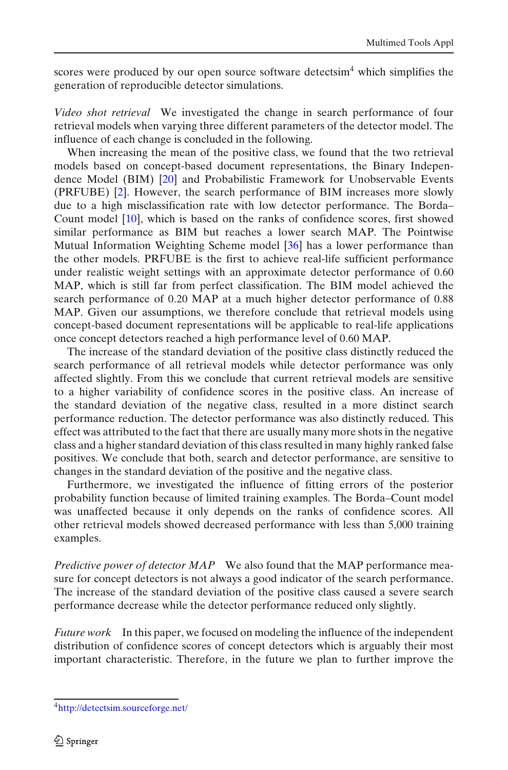scores were produced by our open source software detectsim[4] which simplifies the generation of reproducible detector simulations.

*Video shot retrieval* We investigated the change in search performance of four retrieval models when varying three different parameters of the detector model. The influence of each change is concluded in the following.

When increasing the mean of the positive class, we found that the two retrieval models based on concept-based document representations, the Binary Independence Model (BIM) [20] and Probabilistic Framework for Unobservable Events (PRFUBE) [2]. However, the search performance of BIM increases more slowly due to a high misclassification rate with low detector performance. The Borda–Count model [10], which is based on the ranks of confidence scores, first showed similar performance as BIM but reaches a lower search MAP. The Pointwise Mutual Information Weighting Scheme model [36] has a lower performance than the other models. PRFUBE is the first to achieve real-life sufficient performance under realistic weight settings with an approximate detector performance of 0.60 MAP, which is still far from perfect classification. The BIM model achieved the search performance of 0.20 MAP at a much higher detector performance of 0.88 MAP. Given our assumptions, we therefore conclude that retrieval models using concept-based document representations will be applicable to real-life applications once concept detectors reached a high performance level of 0.60 MAP.

The increase of the standard deviation of the positive class distinctly reduced the search performance of all retrieval models while detector performance was only affected slightly. From this we conclude that current retrieval models are sensitive to a higher variability of confidence scores in the positive class. An increase of the standard deviation of the negative class, resulted in a more distinct search performance reduction. The detector performance was also distinctly reduced. This effect was attributed to the fact that there are usually many more shots in the negative class and a higher standard deviation of this class resulted in many highly ranked false positives. We conclude that both, search and detector performance, are sensitive to changes in the standard deviation of the positive and the negative class.

Furthermore, we investigated the influence of fitting errors of the posterior probability function because of limited training examples. The Borda–Count model was unaffected because it only depends on the ranks of confidence scores. All other retrieval models showed decreased performance with less than 5,000 training examples.

*Predictive power of detector MAP* We also found that the MAP performance measure for concept detectors is not always a good indicator of the search performance. The increase of the standard deviation of the positive class caused a severe search performance decrease while the detector performance reduced only slightly.

*Future work* In this paper, we focused on modeling the influence of the independent distribution of confidence scores of concept detectors which is arguably their most important characteristic. Therefore, in the future we plan to further improve the

[4] http://detectsim.sourceforge.net/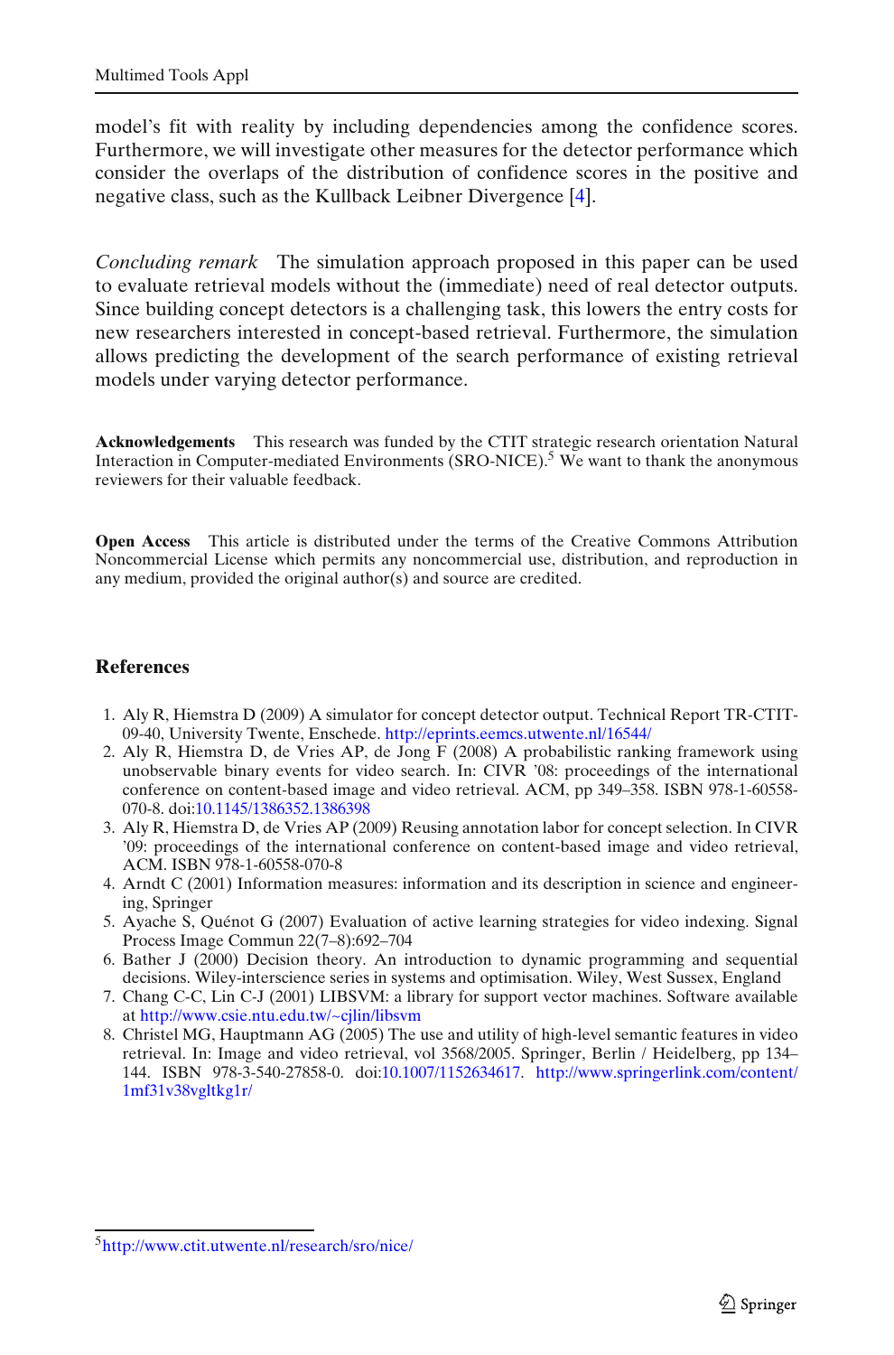model's fit with reality by including dependencies among the confidence scores. Furthermore, we will investigate other measures for the detector performance which consider the overlaps of the distribution of confidence scores in the positive and negative class, such as the Kullback Leibner Divergence [4].

*Concluding remark* The simulation approach proposed in this paper can be used to evaluate retrieval models without the (immediate) need of real detector outputs. Since building concept detectors is a challenging task, this lowers the entry costs for new researchers interested in concept-based retrieval. Furthermore, the simulation allows predicting the development of the search performance of existing retrieval models under varying detector performance.

**Acknowledgements** This research was funded by the CTIT strategic research orientation Natural Interaction in Computer-mediated Environments (SRO-NICE).[5] We want to thank the anonymous reviewers for their valuable feedback.

**Open Access** This article is distributed under the terms of the Creative Commons Attribution Noncommercial License which permits any noncommercial use, distribution, and reproduction in any medium, provided the original author(s) and source are credited.

## References

1. Aly R, Hiemstra D (2009) A simulator for concept detector output. Technical Report TR-CTIT-09-40, University Twente, Enschede. http://eprints.eemcs.utwente.nl/16544/
2. Aly R, Hiemstra D, de Vries AP, de Jong F (2008) A probabilistic ranking framework using unobservable binary events for video search. In: CIVR '08: proceedings of the international conference on content-based image and video retrieval. ACM, pp 349–358. ISBN 978-1-60558-070-8. doi:10.1145/1386352.1386398
3. Aly R, Hiemstra D, de Vries AP (2009) Reusing annotation labor for concept selection. In CIVR '09: proceedings of the international conference on content-based image and video retrieval, ACM. ISBN 978-1-60558-070-8
4. Arndt C (2001) Information measures: information and its description in science and engineering, Springer
5. Ayache S, Quénot G (2007) Evaluation of active learning strategies for video indexing. Signal Process Image Commun 22(7–8):692–704
6. Bather J (2000) Decision theory. An introduction to dynamic programming and sequential decisions. Wiley-interscience series in systems and optimisation. Wiley, West Sussex, England
7. Chang C-C, Lin C-J (2001) LIBSVM: a library for support vector machines. Software available at http://www.csie.ntu.edu.tw/~cjlin/libsvm
8. Christel MG, Hauptmann AG (2005) The use and utility of high-level semantic features in video retrieval. In: Image and video retrieval, vol 3568/2005. Springer, Berlin / Heidelberg, pp 134–144. ISBN 978-3-540-27858-0. doi:10.1007/1152634617. http://www.springerlink.com/content/1mf31v38vgltkg1r/

[5] http://www.ctit.utwente.nl/research/sro/nice/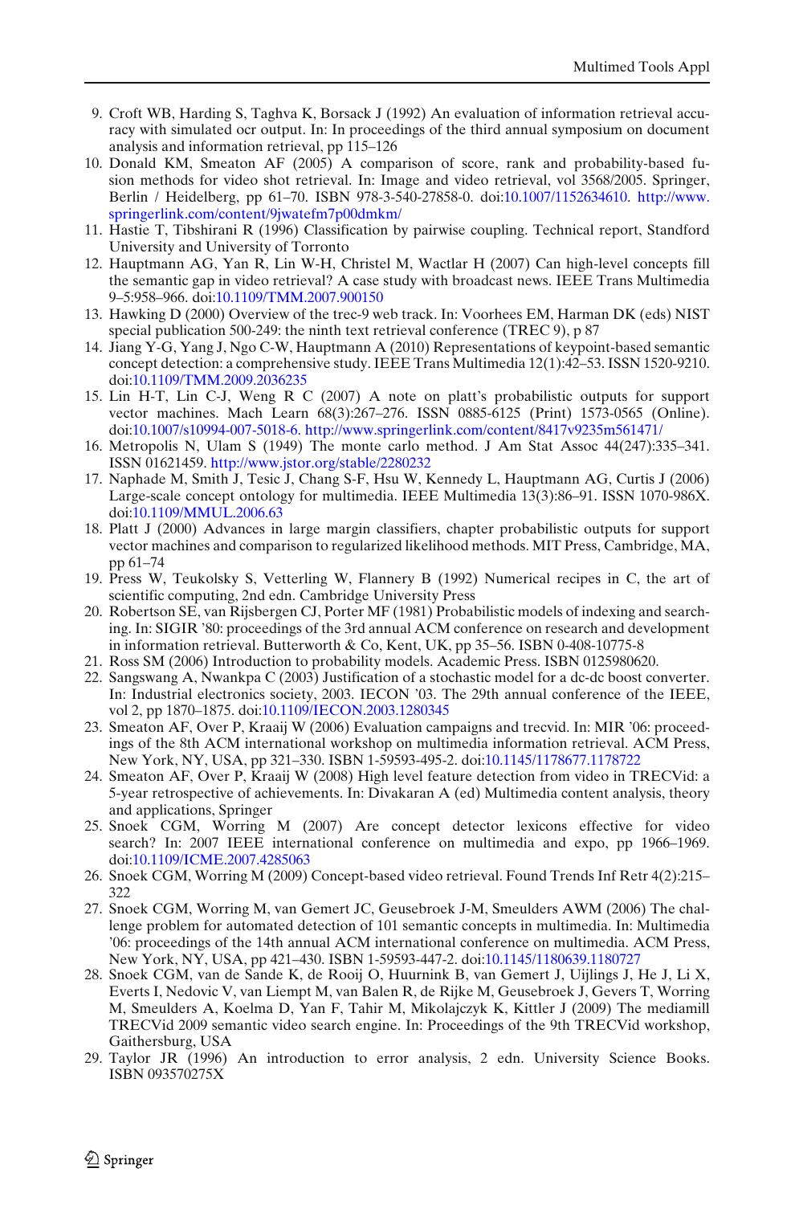9. Croft WB, Harding S, Taghva K, Borsack J (1992) An evaluation of information retrieval accuracy with simulated ocr output. In: In proceedings of the third annual symposium on document analysis and information retrieval, pp 115–126
10. Donald KM, Smeaton AF (2005) A comparison of score, rank and probability-based fusion methods for video shot retrieval. In: Image and video retrieval, vol 3568/2005. Springer, Berlin / Heidelberg, pp 61–70. ISBN 978-3-540-27858-0. doi:10.1007/1152634610. http://www.springerlink.com/content/9jwatefm7p00dmkm/
11. Hastie T, Tibshirani R (1996) Classification by pairwise coupling. Technical report, Standford University and University of Torronto
12. Hauptmann AG, Yan R, Lin W-H, Christel M, Wactlar H (2007) Can high-level concepts fill the semantic gap in video retrieval? A case study with broadcast news. IEEE Trans Multimedia 9–5:958–966. doi:10.1109/TMM.2007.900150
13. Hawking D (2000) Overview of the trec-9 web track. In: Voorhees EM, Harman DK (eds) NIST special publication 500-249: the ninth text retrieval conference (TREC 9), p 87
14. Jiang Y-G, Yang J, Ngo C-W, Hauptmann A (2010) Representations of keypoint-based semantic concept detection: a comprehensive study. IEEE Trans Multimedia 12(1):42–53. ISSN 1520-9210. doi:10.1109/TMM.2009.2036235
15. Lin H-T, Lin C-J, Weng R C (2007) A note on platt's probabilistic outputs for support vector machines. Mach Learn 68(3):267–276. ISSN 0885-6125 (Print) 1573-0565 (Online). doi:10.1007/s10994-007-5018-6. http://www.springerlink.com/content/8417v9235m561471/
16. Metropolis N, Ulam S (1949) The monte carlo method. J Am Stat Assoc 44(247):335–341. ISSN 01621459. http://www.jstor.org/stable/2280232
17. Naphade M, Smith J, Tesic J, Chang S-F, Hsu W, Kennedy L, Hauptmann AG, Curtis J (2006) Large-scale concept ontology for multimedia. IEEE Multimedia 13(3):86–91. ISSN 1070-986X. doi:10.1109/MMUL.2006.63
18. Platt J (2000) Advances in large margin classifiers, chapter probabilistic outputs for support vector machines and comparison to regularized likelihood methods. MIT Press, Cambridge, MA, pp 61–74
19. Press W, Teukolsky S, Vetterling W, Flannery B (1992) Numerical recipes in C, the art of scientific computing, 2nd edn. Cambridge University Press
20. Robertson SE, van Rijsbergen CJ, Porter MF (1981) Probabilistic models of indexing and searching. In: SIGIR '80: proceedings of the 3rd annual ACM conference on research and development in information retrieval. Butterworth & Co, Kent, UK, pp 35–56. ISBN 0-408-10775-8
21. Ross SM (2006) Introduction to probability models. Academic Press. ISBN 0125980620.
22. Sangswang A, Nwankpa C (2003) Justification of a stochastic model for a dc-dc boost converter. In: Industrial electronics society, 2003. IECON '03. The 29th annual conference of the IEEE, vol 2, pp 1870–1875. doi:10.1109/IECON.2003.1280345
23. Smeaton AF, Over P, Kraaij W (2006) Evaluation campaigns and trecvid. In: MIR '06: proceedings of the 8th ACM international workshop on multimedia information retrieval. ACM Press, New York, NY, USA, pp 321–330. ISBN 1-59593-495-2. doi:10.1145/1178677.1178722
24. Smeaton AF, Over P, Kraaij W (2008) High level feature detection from video in TRECVid: a 5-year retrospective of achievements. In: Divakaran A (ed) Multimedia content analysis, theory and applications, Springer
25. Snoek CGM, Worring M (2007) Are concept detector lexicons effective for video search? In: 2007 IEEE international conference on multimedia and expo, pp 1966–1969. doi:10.1109/ICME.2007.4285063
26. Snoek CGM, Worring M (2009) Concept-based video retrieval. Found Trends Inf Retr 4(2):215–322
27. Snoek CGM, Worring M, van Gemert JC, Geusebroek J-M, Smeulders AWM (2006) The challenge problem for automated detection of 101 semantic concepts in multimedia. In: Multimedia '06: proceedings of the 14th annual ACM international conference on multimedia. ACM Press, New York, NY, USA, pp 421–430. ISBN 1-59593-447-2. doi:10.1145/1180639.1180727
28. Snoek CGM, van de Sande K, de Rooij O, Huurnink B, van Gemert J, Uijlings J, He J, Li X, Everts I, Nedovic V, van Liempt M, van Balen R, de Rijke M, Geusebroek J, Gevers T, Worring M, Smeulders A, Koelma D, Yan F, Tahir M, Mikolajczyk K, Kittler J (2009) The mediamill TRECVid 2009 semantic video search engine. In: Proceedings of the 9th TRECVid workshop, Gaithersburg, USA
29. Taylor JR (1996) An introduction to error analysis, 2 edn. University Science Books. ISBN 093570275X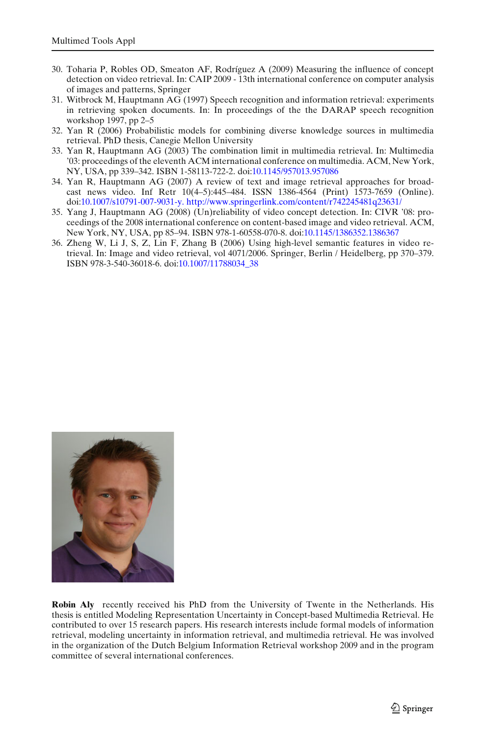30. Toharia P, Robles OD, Smeaton AF, Rodríguez A (2009) Measuring the influence of concept detection on video retrieval. In: CAIP 2009 - 13th international conference on computer analysis of images and patterns, Springer
31. Witbrock M, Hauptmann AG (1997) Speech recognition and information retrieval: experiments in retrieving spoken documents. In: In proceedings of the the DARAP speech recognition workshop 1997, pp 2–5
32. Yan R (2006) Probabilistic models for combining diverse knowledge sources in multimedia retrieval. PhD thesis, Canegie Mellon University
33. Yan R, Hauptmann AG (2003) The combination limit in multimedia retrieval. In: Multimedia '03: proceedings of the eleventh ACM international conference on multimedia. ACM, New York, NY, USA, pp 339–342. ISBN 1-58113-722-2. doi:10.1145/957013.957086
34. Yan R, Hauptmann AG (2007) A review of text and image retrieval approaches for broadcast news video. Inf Retr 10(4–5):445–484. ISSN 1386-4564 (Print) 1573-7659 (Online). doi:10.1007/s10791-007-9031-y. http://www.springerlink.com/content/r742245481q23631/
35. Yang J, Hauptmann AG (2008) (Un)reliability of video concept detection. In: CIVR '08: proceedings of the 2008 international conference on content-based image and video retrieval. ACM, New York, NY, USA, pp 85–94. ISBN 978-1-60558-070-8. doi:10.1145/1386352.1386367
36. Zheng W, Li J, S, Z, Lin F, Zhang B (2006) Using high-level semantic features in video retrieval. In: Image and video retrieval, vol 4071/2006. Springer, Berlin / Heidelberg, pp 370–379. ISBN 978-3-540-36018-6. doi:10.1007/11788034_38

**Robin Aly** recently received his PhD from the University of Twente in the Netherlands. His thesis is entitled Modeling Representation Uncertainty in Concept-based Multimedia Retrieval. He contributed to over 15 research papers. His research interests include formal models of information retrieval, modeling uncertainty in information retrieval, and multimedia retrieval. He was involved in the organization of the Dutch Belgium Information Retrieval workshop 2009 and in the program committee of several international conferences.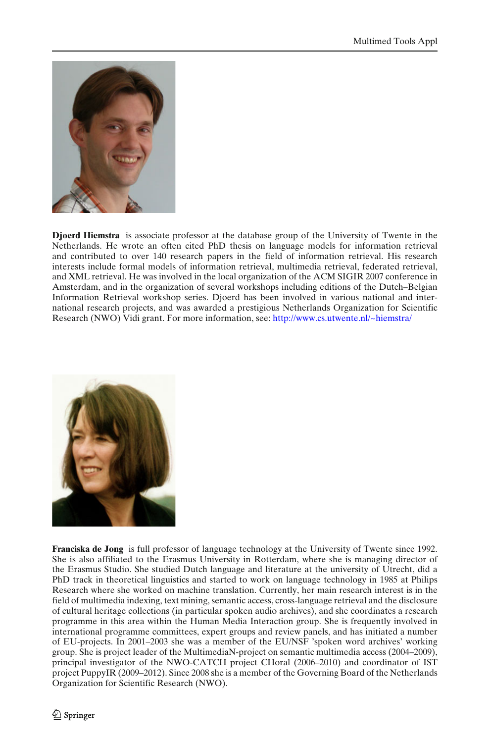**Djoerd Hiemstra** is associate professor at the database group of the University of Twente in the Netherlands. He wrote an often cited PhD thesis on language models for information retrieval and contributed to over 140 research papers in the field of information retrieval. His research interests include formal models of information retrieval, multimedia retrieval, federated retrieval, and XML retrieval. He was involved in the local organization of the ACM SIGIR 2007 conference in Amsterdam, and in the organization of several workshops including editions of the Dutch–Belgian Information Retrieval workshop series. Djoerd has been involved in various national and international research projects, and was awarded a prestigious Netherlands Organization for Scientific Research (NWO) Vidi grant. For more information, see: http://www.cs.utwente.nl/~hiemstra/

**Franciska de Jong** is full professor of language technology at the University of Twente since 1992. She is also affiliated to the Erasmus University in Rotterdam, where she is managing director of the Erasmus Studio. She studied Dutch language and literature at the university of Utrecht, did a PhD track in theoretical linguistics and started to work on language technology in 1985 at Philips Research where she worked on machine translation. Currently, her main research interest is in the field of multimedia indexing, text mining, semantic access, cross-language retrieval and the disclosure of cultural heritage collections (in particular spoken audio archives), and she coordinates a research programme in this area within the Human Media Interaction group. She is frequently involved in international programme committees, expert groups and review panels, and has initiated a number of EU-projects. In 2001–2003 she was a member of the EU/NSF 'spoken word archives' working group. She is project leader of the MultimediaN-project on semantic multimedia access (2004–2009), principal investigator of the NWO-CATCH project CHoral (2006–2010) and coordinator of IST project PuppyIR (2009–2012). Since 2008 she is a member of the Governing Board of the Netherlands Organization for Scientific Research (NWO).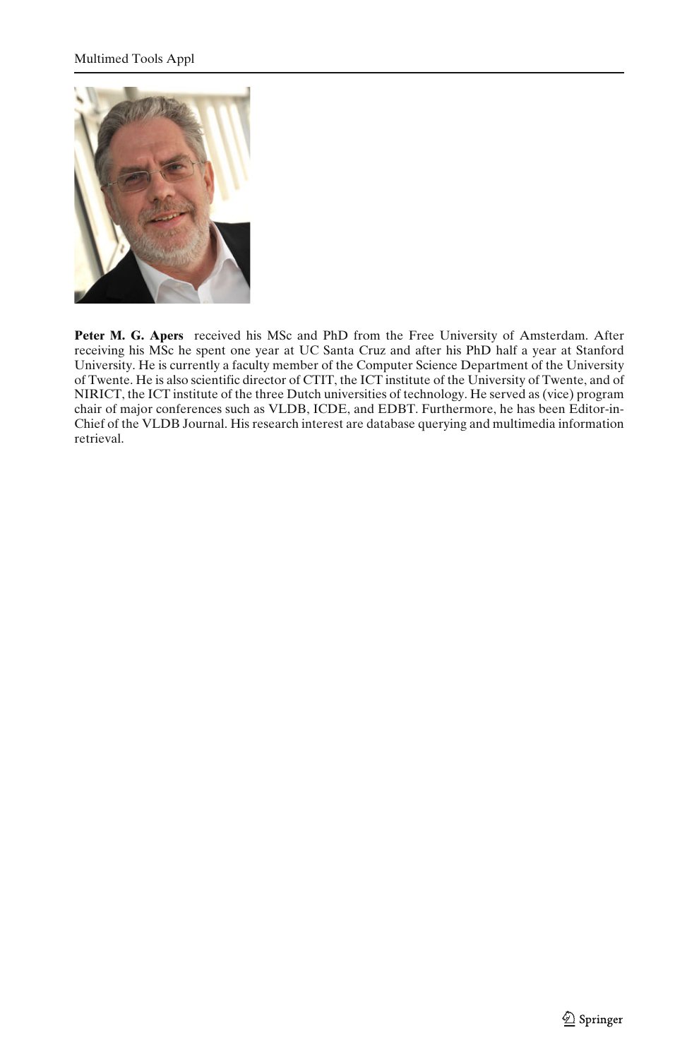**Peter M. G. Apers** received his MSc and PhD from the Free University of Amsterdam. After receiving his MSc he spent one year at UC Santa Cruz and after his PhD half a year at Stanford University. He is currently a faculty member of the Computer Science Department of the University of Twente. He is also scientific director of CTIT, the ICT institute of the University of Twente, and of NIRICT, the ICT institute of the three Dutch universities of technology. He served as (vice) program chair of major conferences such as VLDB, ICDE, and EDBT. Furthermore, he has been Editor-in-Chief of the VLDB Journal. His research interest are database querying and multimedia information retrieval.